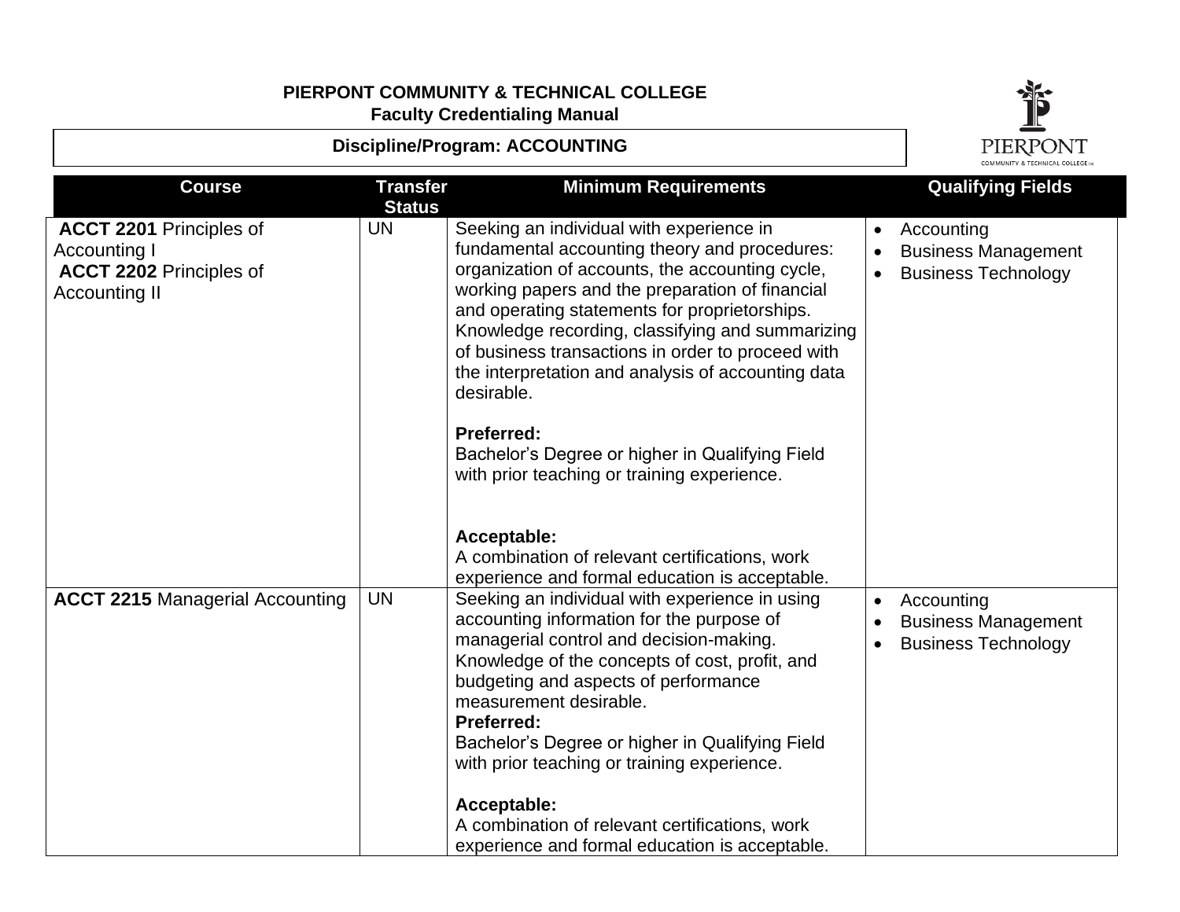**PIERPONT COMMUNITY & TECHNICAL COLLEGE**
**Faculty Credentialing Manual**

**Discipline/Program: ACCOUNTING**

| Course | Transfer Status | Minimum Requirements | Qualifying Fields |
|---|---|---|---|
| **ACCT 2201** Principles of Accounting I<br>**ACCT 2202** Principles of Accounting II | UN | Seeking an individual with experience in fundamental accounting theory and procedures: organization of accounts, the accounting cycle, working papers and the preparation of financial and operating statements for proprietorships. Knowledge recording, classifying and summarizing of business transactions in order to proceed with the interpretation and analysis of accounting data desirable.<br><br>**Preferred:**<br>Bachelor's Degree or higher in Qualifying Field with prior teaching or training experience.<br><br>**Acceptable:**<br>A combination of relevant certifications, work experience and formal education is acceptable. | • Accounting<br>• Business Management<br>• Business Technology |
| **ACCT 2215** Managerial Accounting | UN | Seeking an individual with experience in using accounting information for the purpose of managerial control and decision-making. Knowledge of the concepts of cost, profit, and budgeting and aspects of performance measurement desirable.<br>**Preferred:**<br>Bachelor's Degree or higher in Qualifying Field with prior teaching or training experience.<br><br>**Acceptable:**<br>A combination of relevant certifications, work experience and formal education is acceptable. | • Accounting<br>• Business Management<br>• Business Technology |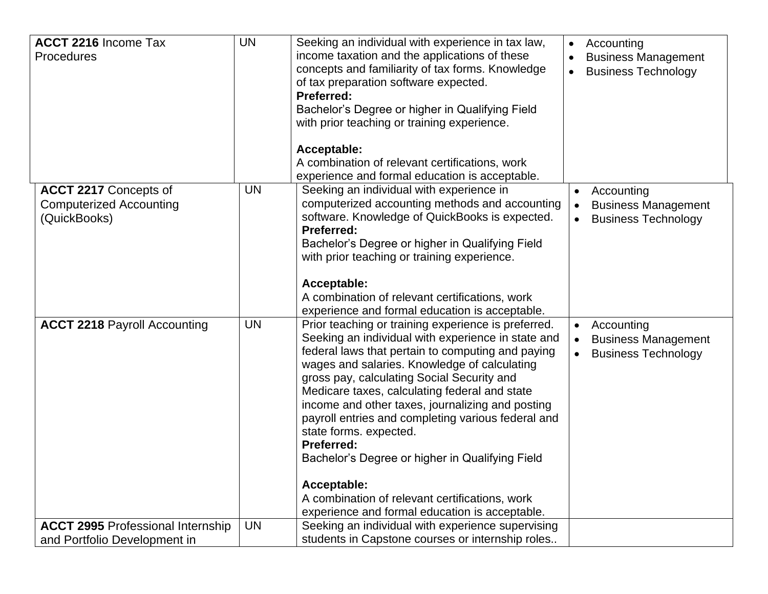| | | | |
|---|---|---|---|
| **ACCT 2216** Income Tax Procedures | UN | Seeking an individual with experience in tax law, income taxation and the applications of these concepts and familiarity of tax forms. Knowledge of tax preparation software expected.<br>**Preferred:**<br>Bachelor's Degree or higher in Qualifying Field with prior teaching or training experience.<br><br>**Acceptable:**<br>A combination of relevant certifications, work experience and formal education is acceptable. | • Accounting<br>• Business Management<br>• Business Technology |
| **ACCT 2217** Concepts of Computerized Accounting (QuickBooks) | UN | Seeking an individual with experience in computerized accounting methods and accounting software. Knowledge of QuickBooks is expected.<br>**Preferred:**<br>Bachelor's Degree or higher in Qualifying Field with prior teaching or training experience.<br><br>**Acceptable:**<br>A combination of relevant certifications, work experience and formal education is acceptable. | • Accounting<br>• Business Management<br>• Business Technology |
| **ACCT 2218** Payroll Accounting | UN | Prior teaching or training experience is preferred. Seeking an individual with experience in state and federal laws that pertain to computing and paying wages and salaries. Knowledge of calculating gross pay, calculating Social Security and Medicare taxes, calculating federal and state income and other taxes, journalizing and posting payroll entries and completing various federal and state forms. expected.<br>**Preferred:**<br>Bachelor's Degree or higher in Qualifying Field<br><br>**Acceptable:**<br>A combination of relevant certifications, work experience and formal education is acceptable. | • Accounting<br>• Business Management<br>• Business Technology |
| **ACCT 2995** Professional Internship and Portfolio Development in | UN | Seeking an individual with experience supervising students in Capstone courses or internship roles.. | |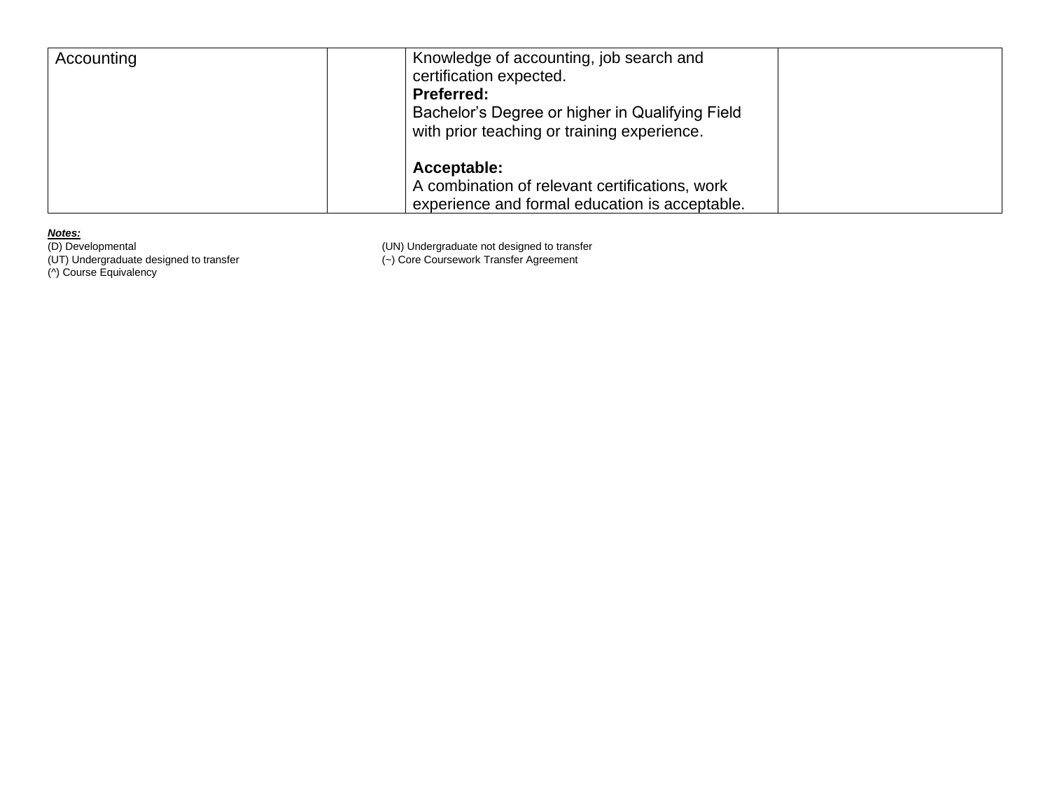| | | | |
|---|---|---|---|
| Accounting | | Knowledge of accounting, job search and certification expected.<br>**Preferred:**<br>Bachelor's Degree or higher in Qualifying Field with prior teaching or training experience.<br><br>**Acceptable:**<br>A combination of relevant certifications, work experience and formal education is acceptable. | |

***Notes:***

(D) Developmental

(UT) Undergraduate designed to transfer

(^) Course Equivalency

(UN) Undergraduate not designed to transfer

(~) Core Coursework Transfer Agreement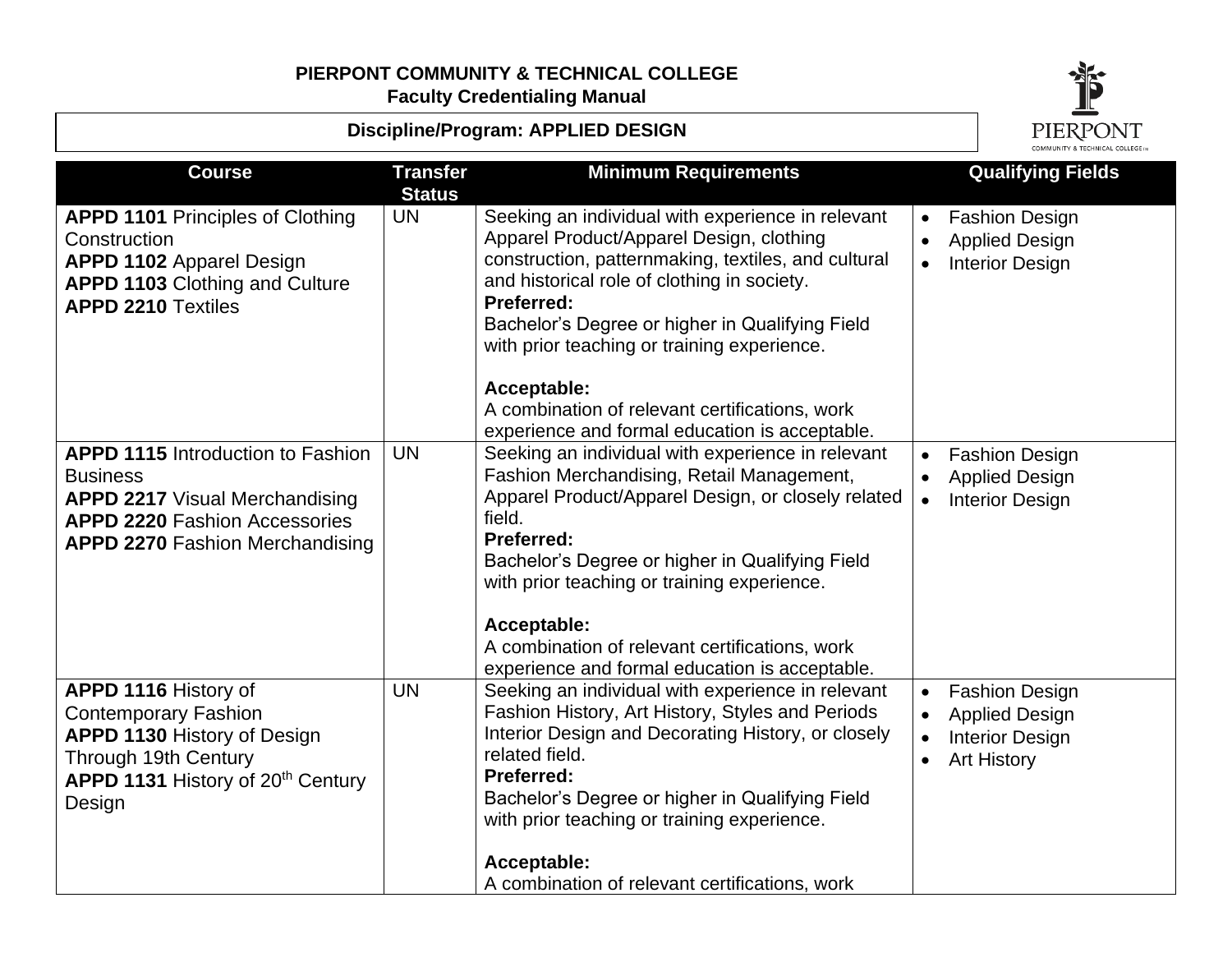**PIERPONT COMMUNITY & TECHNICAL COLLEGE**
**Faculty Credentialing Manual**

**Discipline/Program: APPLIED DESIGN**

| Course | Transfer Status | Minimum Requirements | Qualifying Fields |
|---|---|---|---|
| **APPD 1101** Principles of Clothing Construction<br>**APPD 1102** Apparel Design<br>**APPD 1103** Clothing and Culture<br>**APPD 2210** Textiles | UN | Seeking an individual with experience in relevant Apparel Product/Apparel Design, clothing construction, patternmaking, textiles, and cultural and historical role of clothing in society.<br>**Preferred:**<br>Bachelor's Degree or higher in Qualifying Field with prior teaching or training experience.<br><br>**Acceptable:**<br>A combination of relevant certifications, work experience and formal education is acceptable. | • Fashion Design<br>• Applied Design<br>• Interior Design |
| **APPD 1115** Introduction to Fashion Business<br>**APPD 2217** Visual Merchandising<br>**APPD 2220** Fashion Accessories<br>**APPD 2270** Fashion Merchandising | UN | Seeking an individual with experience in relevant Fashion Merchandising, Retail Management, Apparel Product/Apparel Design, or closely related field.<br>**Preferred:**<br>Bachelor's Degree or higher in Qualifying Field with prior teaching or training experience.<br><br>**Acceptable:**<br>A combination of relevant certifications, work experience and formal education is acceptable. | • Fashion Design<br>• Applied Design<br>• Interior Design |
| **APPD 1116** History of Contemporary Fashion<br>**APPD 1130** History of Design Through 19th Century<br>**APPD 1131** History of 20th Century Design | UN | Seeking an individual with experience in relevant Fashion History, Art History, Styles and Periods Interior Design and Decorating History, or closely related field.<br>**Preferred:**<br>Bachelor's Degree or higher in Qualifying Field with prior teaching or training experience.<br><br>**Acceptable:**<br>A combination of relevant certifications, work | • Fashion Design<br>• Applied Design<br>• Interior Design<br>• Art History |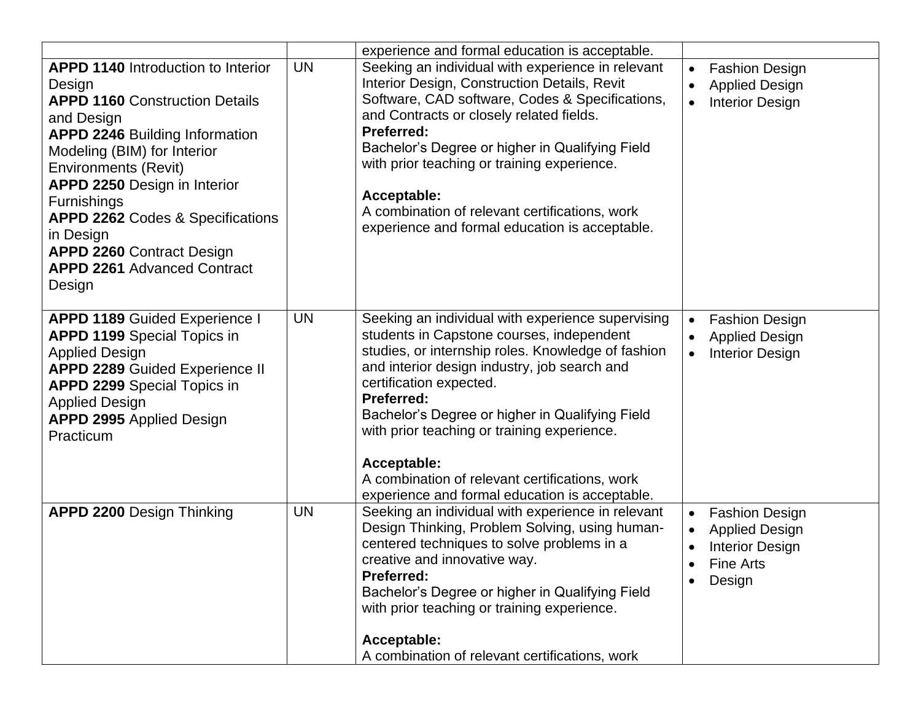| | | | |
|---|---|---|---|
| | | experience and formal education is acceptable. | |
| **APPD 1140** Introduction to Interior Design<br>**APPD 1160** Construction Details and Design<br>**APPD 2246** Building Information Modeling (BIM) for Interior Environments (Revit)<br>**APPD 2250** Design in Interior Furnishings<br>**APPD 2262** Codes & Specifications in Design<br>**APPD 2260** Contract Design<br>**APPD 2261** Advanced Contract Design | UN | Seeking an individual with experience in relevant Interior Design, Construction Details, Revit Software, CAD software, Codes & Specifications, and Contracts or closely related fields.<br>**Preferred:**<br>Bachelor's Degree or higher in Qualifying Field with prior teaching or training experience.<br><br>**Acceptable:**<br>A combination of relevant certifications, work experience and formal education is acceptable. | • Fashion Design<br>• Applied Design<br>• Interior Design |
| **APPD 1189** Guided Experience I<br>**APPD 1199** Special Topics in Applied Design<br>**APPD 2289** Guided Experience II<br>**APPD 2299** Special Topics in Applied Design<br>**APPD 2995** Applied Design Practicum | UN | Seeking an individual with experience supervising students in Capstone courses, independent studies, or internship roles. Knowledge of fashion and interior design industry, job search and certification expected.<br>**Preferred:**<br>Bachelor's Degree or higher in Qualifying Field with prior teaching or training experience.<br><br>**Acceptable:**<br>A combination of relevant certifications, work experience and formal education is acceptable. | • Fashion Design<br>• Applied Design<br>• Interior Design |
| **APPD 2200** Design Thinking | UN | Seeking an individual with experience in relevant Design Thinking, Problem Solving, using human-centered techniques to solve problems in a creative and innovative way.<br>**Preferred:**<br>Bachelor's Degree or higher in Qualifying Field with prior teaching or training experience.<br><br>**Acceptable:**<br>A combination of relevant certifications, work | • Fashion Design<br>• Applied Design<br>• Interior Design<br>• Fine Arts<br>• Design |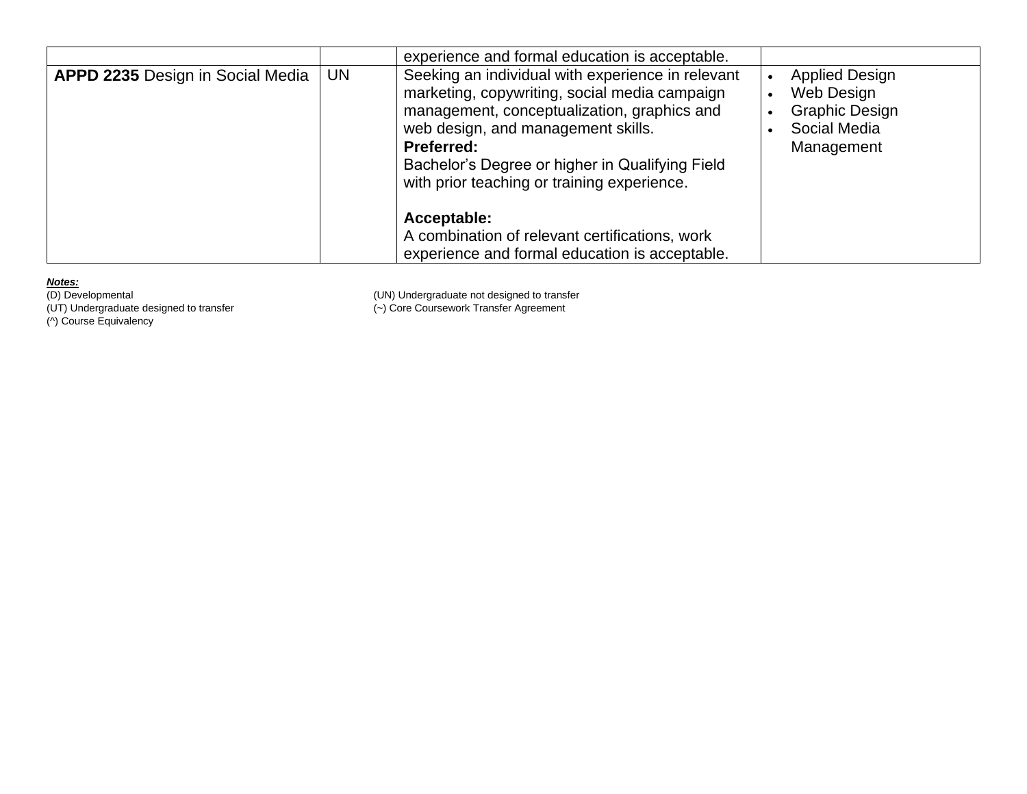| | | | |
|---|---|---|---|
| | | experience and formal education is acceptable. | |
| **APPD 2235** Design in Social Media | UN | Seeking an individual with experience in relevant marketing, copywriting, social media campaign management, conceptualization, graphics and web design, and management skills.<br>**Preferred:**<br>Bachelor's Degree or higher in Qualifying Field with prior teaching or training experience.<br><br>**Acceptable:**<br>A combination of relevant certifications, work experience and formal education is acceptable. | • Applied Design<br>• Web Design<br>• Graphic Design<br>• Social Media Management |

***Notes:***

(D) Developmental
(UT) Undergraduate designed to transfer
(^) Course Equivalency
(UN) Undergraduate not designed to transfer
(~) Core Coursework Transfer Agreement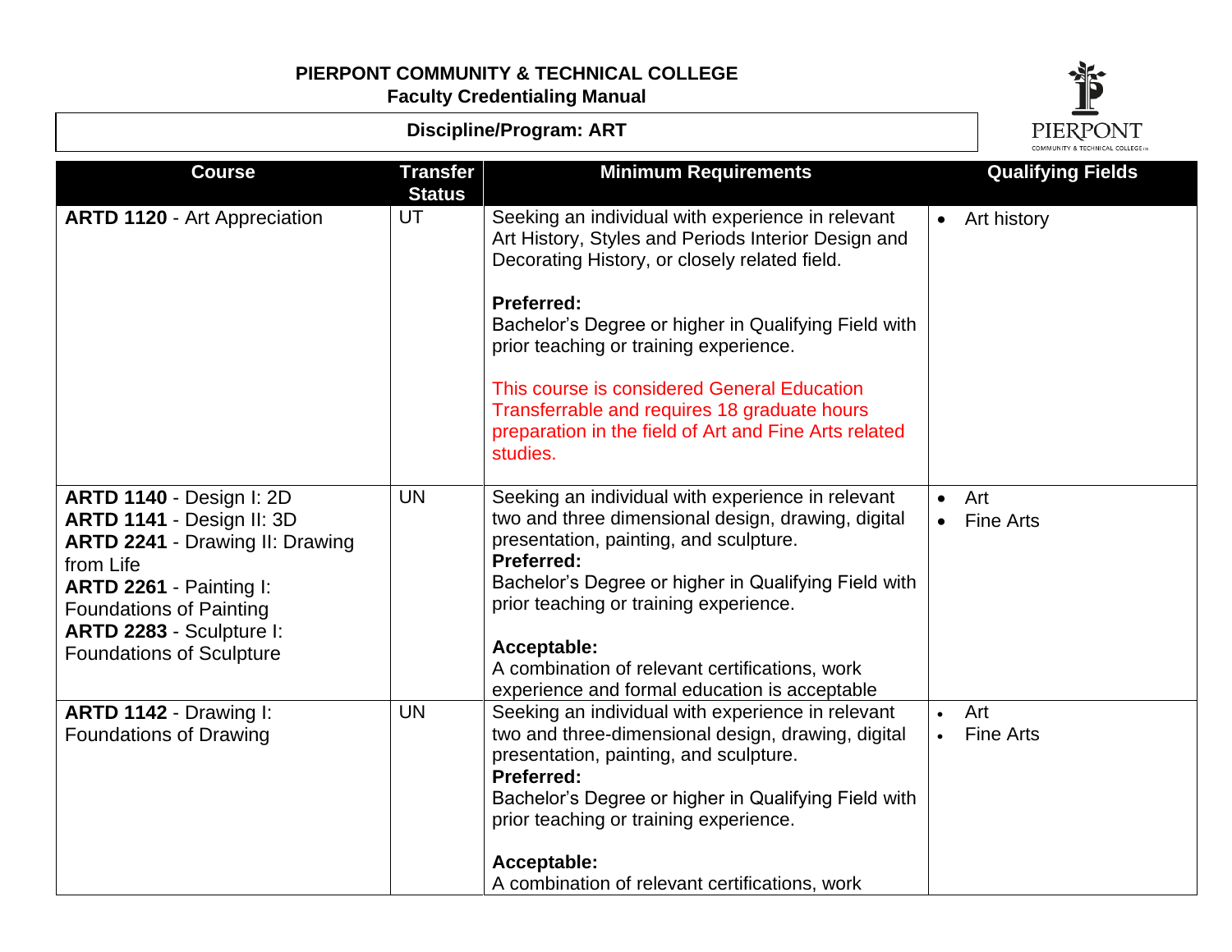**PIERPONT COMMUNITY & TECHNICAL COLLEGE**
**Faculty Credentialing Manual**

**Discipline/Program: ART**

| Course | Transfer Status | Minimum Requirements | Qualifying Fields |
|---|---|---|---|
| **ARTD 1120** - Art Appreciation | UT | Seeking an individual with experience in relevant Art History, Styles and Periods Interior Design and Decorating History, or closely related field.<br><br>**Preferred:**<br>Bachelor's Degree or higher in Qualifying Field with prior teaching or training experience.<br><br>This course is considered General Education Transferrable and requires 18 graduate hours preparation in the field of Art and Fine Arts related studies. | • Art history |
| **ARTD 1140** - Design I: 2D<br>**ARTD 1141** - Design II: 3D<br>**ARTD 2241** - Drawing II: Drawing from Life<br>**ARTD 2261** - Painting I: Foundations of Painting<br>**ARTD 2283** - Sculpture I: Foundations of Sculpture | UN | Seeking an individual with experience in relevant two and three dimensional design, drawing, digital presentation, painting, and sculpture.<br>**Preferred:**<br>Bachelor's Degree or higher in Qualifying Field with prior teaching or training experience.<br><br>**Acceptable:**<br>A combination of relevant certifications, work experience and formal education is acceptable | • Art<br>• Fine Arts |
| **ARTD 1142** - Drawing I: Foundations of Drawing | UN | Seeking an individual with experience in relevant two and three-dimensional design, drawing, digital presentation, painting, and sculpture.<br>**Preferred:**<br>Bachelor's Degree or higher in Qualifying Field with prior teaching or training experience.<br><br>**Acceptable:**<br>A combination of relevant certifications, work | • Art<br>• Fine Arts |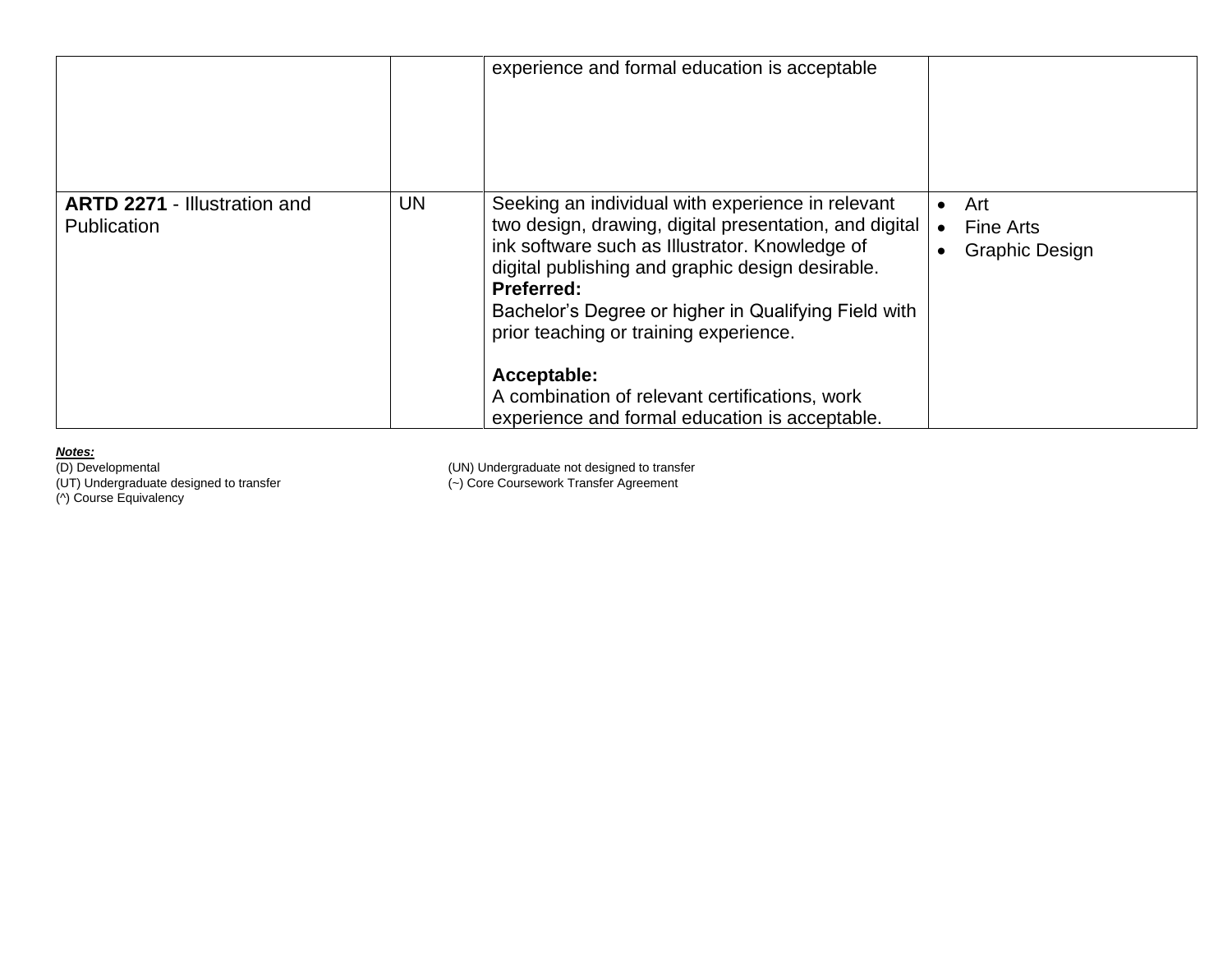| | | | |
|---|---|---|---|
| | | experience and formal education is acceptable | |
| **ARTD 2271** - Illustration and Publication | UN | Seeking an individual with experience in relevant two design, drawing, digital presentation, and digital ink software such as Illustrator. Knowledge of digital publishing and graphic design desirable.<br>**Preferred:**<br>Bachelor's Degree or higher in Qualifying Field with prior teaching or training experience.<br><br>**Acceptable:**<br>A combination of relevant certifications, work experience and formal education is acceptable. | • Art<br>• Fine Arts<br>• Graphic Design |

***Notes:***

(D) Developmental
(UN) Undergraduate not designed to transfer
(UT) Undergraduate designed to transfer
(~) Core Coursework Transfer Agreement
(^) Course Equivalency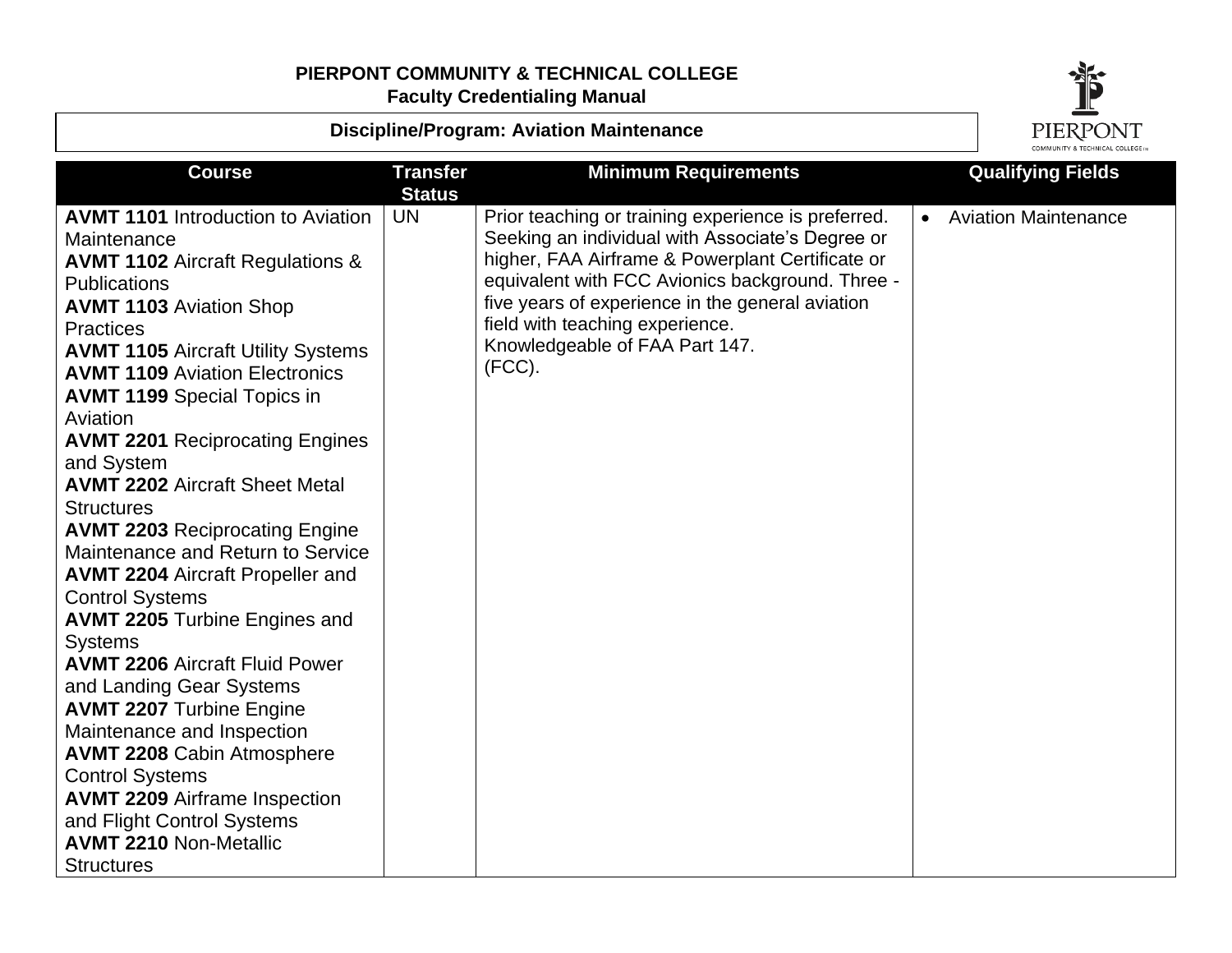**PIERPONT COMMUNITY & TECHNICAL COLLEGE**
**Faculty Credentialing Manual**

**Discipline/Program: Aviation Maintenance**

| Course | Transfer Status | Minimum Requirements | Qualifying Fields |
|---|---|---|---|
| **AVMT 1101** Introduction to Aviation Maintenance<br>**AVMT 1102** Aircraft Regulations & Publications<br>**AVMT 1103** Aviation Shop Practices<br>**AVMT 1105** Aircraft Utility Systems<br>**AVMT 1109** Aviation Electronics<br>**AVMT 1199** Special Topics in Aviation<br>**AVMT 2201** Reciprocating Engines and System<br>**AVMT 2202** Aircraft Sheet Metal Structures<br>**AVMT 2203** Reciprocating Engine Maintenance and Return to Service<br>**AVMT 2204** Aircraft Propeller and Control Systems<br>**AVMT 2205** Turbine Engines and Systems<br>**AVMT 2206** Aircraft Fluid Power and Landing Gear Systems<br>**AVMT 2207** Turbine Engine Maintenance and Inspection<br>**AVMT 2208** Cabin Atmosphere Control Systems<br>**AVMT 2209** Airframe Inspection and Flight Control Systems<br>**AVMT 2210** Non-Metallic Structures | UN | Prior teaching or training experience is preferred. Seeking an individual with Associate's Degree or higher, FAA Airframe & Powerplant Certificate or equivalent with FCC Avionics background. Three - five years of experience in the general aviation field with teaching experience.<br>Knowledgeable of FAA Part 147.<br>(FCC). | • Aviation Maintenance |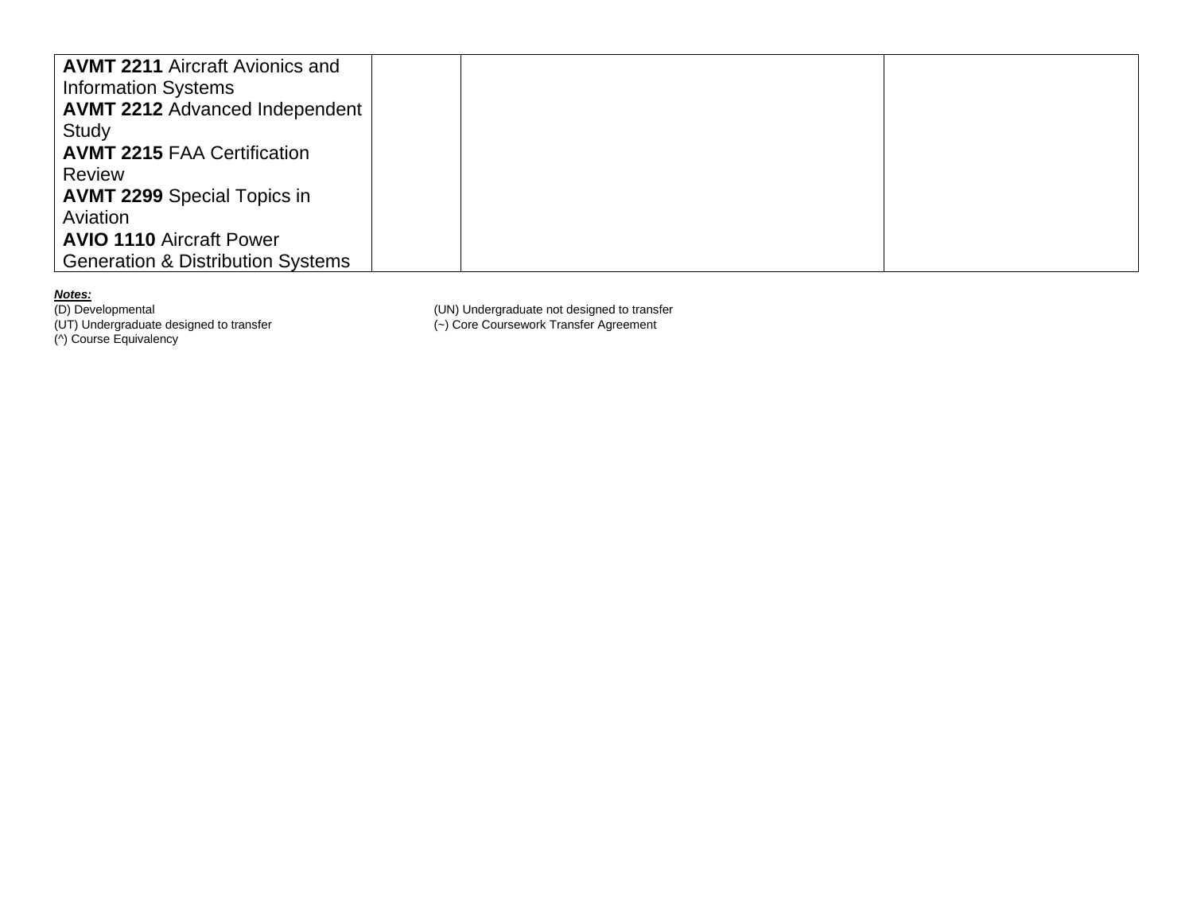| | | | |
|---|---|---|---|
| **AVMT 2211** Aircraft Avionics and Information Systems<br>**AVMT 2212** Advanced Independent Study<br>**AVMT 2215** FAA Certification Review<br>**AVMT 2299** Special Topics in Aviation<br>**AVIO 1110** Aircraft Power Generation & Distribution Systems | | | |

***Notes:***

(D) Developmental
(UT) Undergraduate designed to transfer
(^) Course Equivalency
(UN) Undergraduate not designed to transfer
(~) Core Coursework Transfer Agreement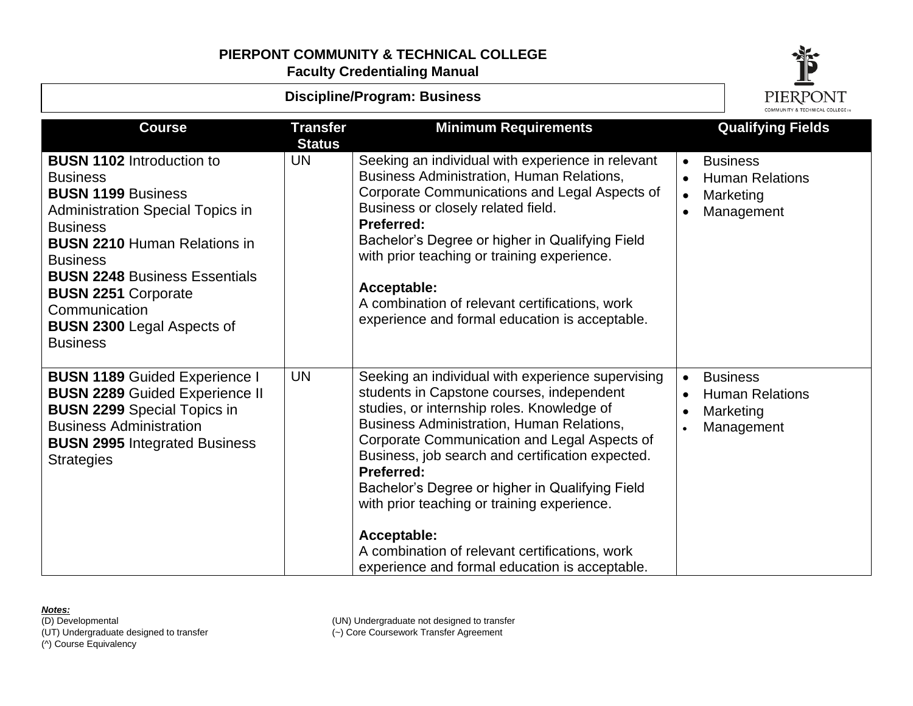**PIERPONT COMMUNITY & TECHNICAL COLLEGE**
**Faculty Credentialing Manual**

**Discipline/Program: Business**

| Course | Transfer Status | Minimum Requirements | Qualifying Fields |
|---|---|---|---|
| **BUSN 1102** Introduction to Business<br>**BUSN 1199** Business Administration Special Topics in Business<br>**BUSN 2210** Human Relations in Business<br>**BUSN 2248** Business Essentials<br>**BUSN 2251** Corporate Communication<br>**BUSN 2300** Legal Aspects of Business | UN | Seeking an individual with experience in relevant Business Administration, Human Relations, Corporate Communications and Legal Aspects of Business or closely related field.<br>**Preferred:**<br>Bachelor's Degree or higher in Qualifying Field with prior teaching or training experience.<br><br>**Acceptable:**<br>A combination of relevant certifications, work experience and formal education is acceptable. | • Business<br>• Human Relations<br>• Marketing<br>• Management |
| **BUSN 1189** Guided Experience I<br>**BUSN 2289** Guided Experience II<br>**BUSN 2299** Special Topics in Business Administration<br>**BUSN 2995** Integrated Business Strategies | UN | Seeking an individual with experience supervising students in Capstone courses, independent studies, or internship roles. Knowledge of Business Administration, Human Relations, Corporate Communication and Legal Aspects of Business, job search and certification expected.<br>**Preferred:**<br>Bachelor's Degree or higher in Qualifying Field with prior teaching or training experience.<br><br>**Acceptable:**<br>A combination of relevant certifications, work experience and formal education is acceptable. | • Business<br>• Human Relations<br>• Marketing<br>• Management |

***Notes:***
(D) Developmental
(UT) Undergraduate designed to transfer
(^) Course Equivalency
(UN) Undergraduate not designed to transfer
(~) Core Coursework Transfer Agreement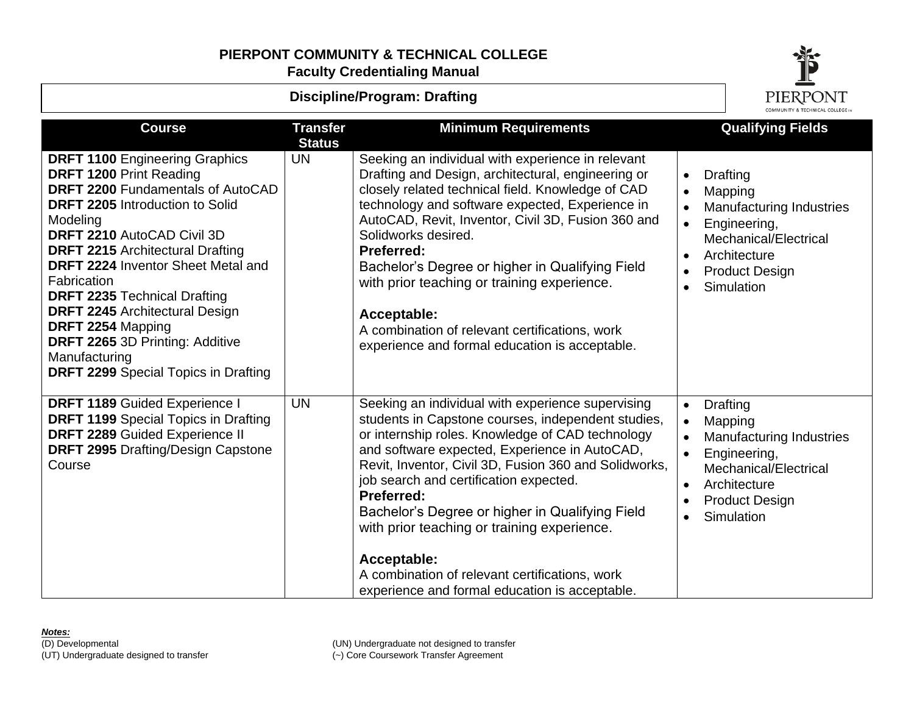# PIERPONT COMMUNITY & TECHNICAL COLLEGE

## Faculty Credentialing Manual

### Discipline/Program: Drafting

| Course | Transfer Status | Minimum Requirements | Qualifying Fields |
|---|---|---|---|
| **DRFT 1100** Engineering Graphics<br>**DRFT 1200** Print Reading<br>**DRFT 2200** Fundamentals of AutoCAD<br>**DRFT 2205** Introduction to Solid Modeling<br>**DRFT 2210** AutoCAD Civil 3D<br>**DRFT 2215** Architectural Drafting<br>**DRFT 2224** Inventor Sheet Metal and Fabrication<br>**DRFT 2235** Technical Drafting<br>**DRFT 2245** Architectural Design<br>**DRFT 2254** Mapping<br>**DRFT 2265** 3D Printing: Additive Manufacturing<br>**DRFT 2299** Special Topics in Drafting | UN | Seeking an individual with experience in relevant Drafting and Design, architectural, engineering or closely related technical field. Knowledge of CAD technology and software expected, Experience in AutoCAD, Revit, Inventor, Civil 3D, Fusion 360 and Solidworks desired.<br>**Preferred:**<br>Bachelor's Degree or higher in Qualifying Field with prior teaching or training experience.<br><br>**Acceptable:**<br>A combination of relevant certifications, work experience and formal education is acceptable. | • Drafting<br>• Mapping<br>• Manufacturing Industries<br>• Engineering, Mechanical/Electrical<br>• Architecture<br>• Product Design<br>• Simulation |
| **DRFT 1189** Guided Experience I<br>**DRFT 1199** Special Topics in Drafting<br>**DRFT 2289** Guided Experience II<br>**DRFT 2995** Drafting/Design Capstone Course | UN | Seeking an individual with experience supervising students in Capstone courses, independent studies, or internship roles. Knowledge of CAD technology and software expected, Experience in AutoCAD, Revit, Inventor, Civil 3D, Fusion 360 and Solidworks, job search and certification expected.<br>**Preferred:**<br>Bachelor's Degree or higher in Qualifying Field with prior teaching or training experience.<br><br>**Acceptable:**<br>A combination of relevant certifications, work experience and formal education is acceptable. | • Drafting<br>• Mapping<br>• Manufacturing Industries<br>• Engineering, Mechanical/Electrical<br>• Architecture<br>• Product Design<br>• Simulation |

***Notes:***

(D) Developmental
(UT) Undergraduate designed to transfer
(UN) Undergraduate not designed to transfer
(~) Core Coursework Transfer Agreement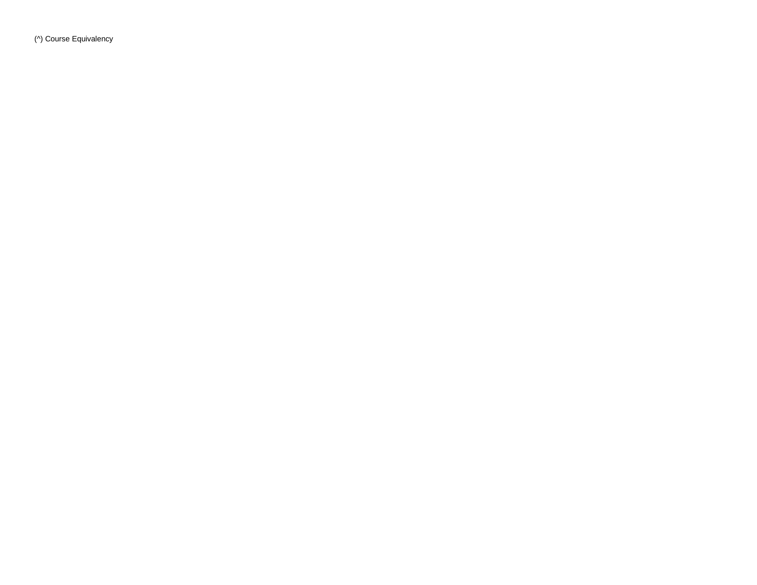(^) Course Equivalency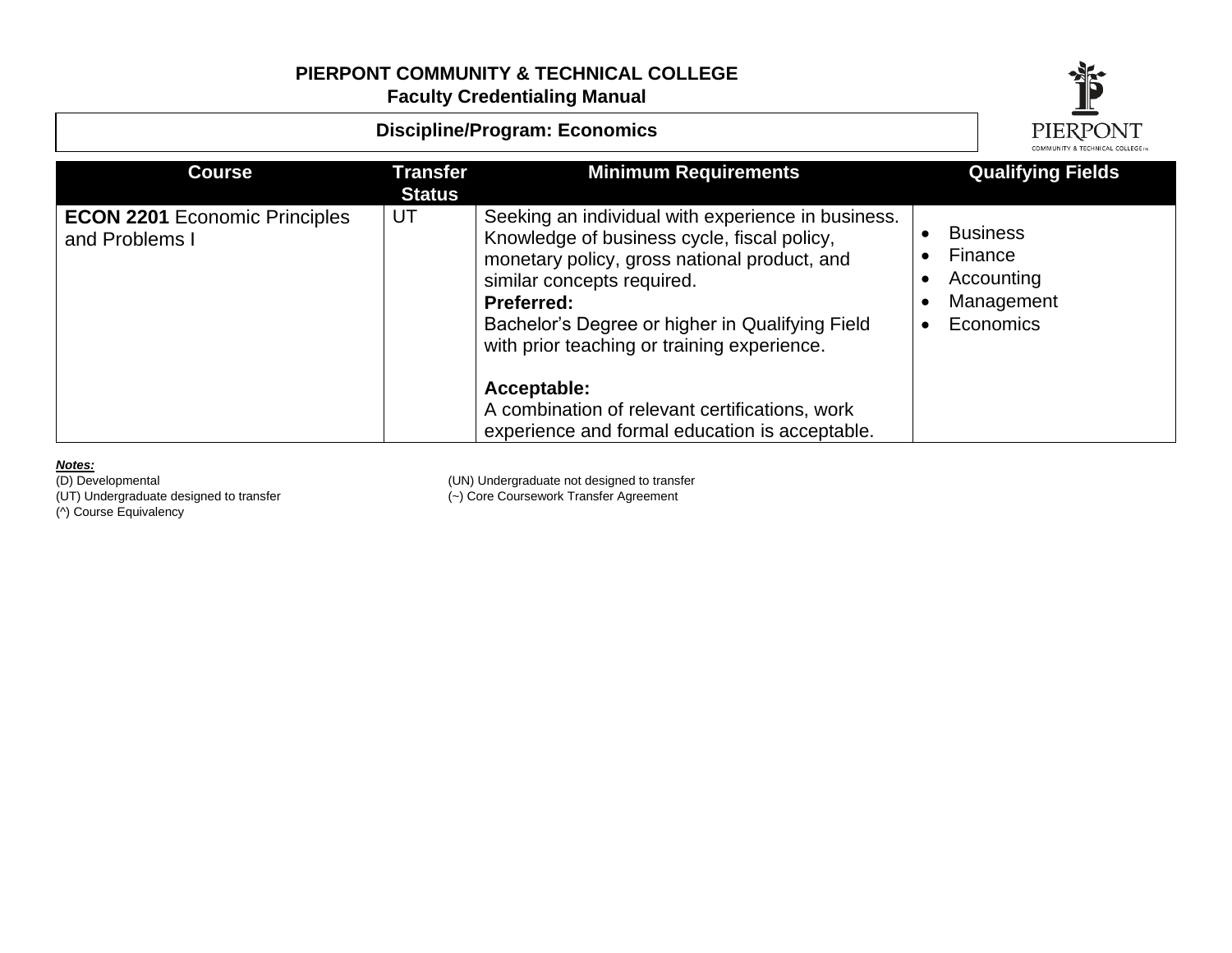**PIERPONT COMMUNITY & TECHNICAL COLLEGE**
**Faculty Credentialing Manual**

**Discipline/Program: Economics**

| Course | Transfer Status | Minimum Requirements | Qualifying Fields |
|---|---|---|---|
| **ECON 2201** Economic Principles and Problems I | UT | Seeking an individual with experience in business. Knowledge of business cycle, fiscal policy, monetary policy, gross national product, and similar concepts required.<br>**Preferred:**<br>Bachelor's Degree or higher in Qualifying Field with prior teaching or training experience.<br><br>**Acceptable:**<br>A combination of relevant certifications, work experience and formal education is acceptable. | • Business<br>• Finance<br>• Accounting<br>• Management<br>• Economics |

***Notes:***

(D) Developmental
(UT) Undergraduate designed to transfer
(^) Course Equivalency
(UN) Undergraduate not designed to transfer
(~) Core Coursework Transfer Agreement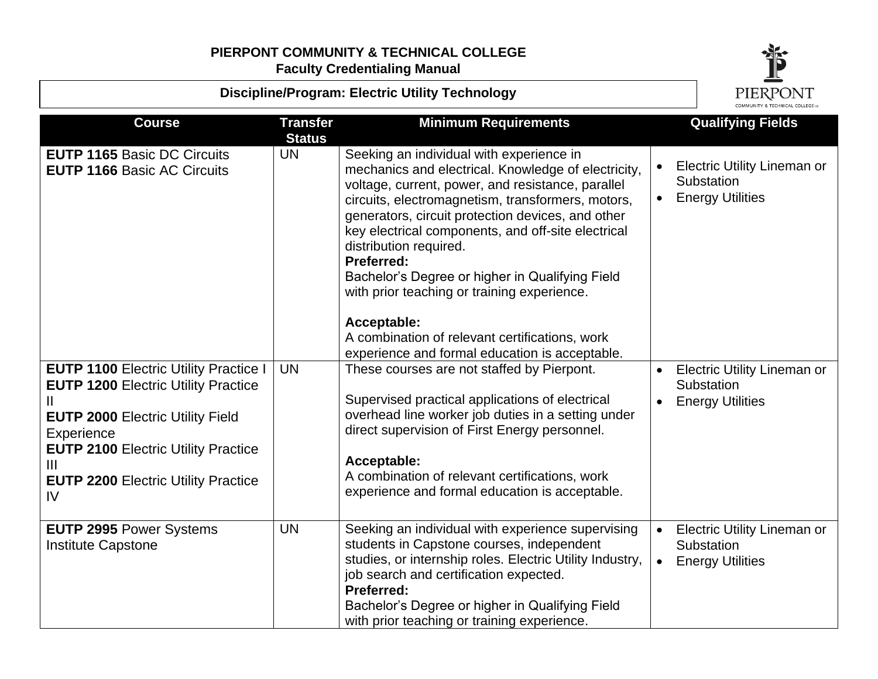**PIERPONT COMMUNITY & TECHNICAL COLLEGE**
**Faculty Credentialing Manual**

**Discipline/Program: Electric Utility Technology**

| Course | Transfer Status | Minimum Requirements | Qualifying Fields |
|---|---|---|---|
| **EUTP 1165** Basic DC Circuits<br>**EUTP 1166** Basic AC Circuits | UN | Seeking an individual with experience in mechanics and electrical. Knowledge of electricity, voltage, current, power, and resistance, parallel circuits, electromagnetism, transformers, motors, generators, circuit protection devices, and other key electrical components, and off-site electrical distribution required.<br>**Preferred:**<br>Bachelor's Degree or higher in Qualifying Field with prior teaching or training experience.<br><br>**Acceptable:**<br>A combination of relevant certifications, work experience and formal education is acceptable. | • Electric Utility Lineman or Substation<br>• Energy Utilities |
| **EUTP 1100** Electric Utility Practice I<br>**EUTP 1200** Electric Utility Practice II<br>**EUTP 2000** Electric Utility Field Experience<br>**EUTP 2100** Electric Utility Practice III<br>**EUTP 2200** Electric Utility Practice IV | UN | These courses are not staffed by Pierpont.<br><br>Supervised practical applications of electrical overhead line worker job duties in a setting under direct supervision of First Energy personnel.<br><br>**Acceptable:**<br>A combination of relevant certifications, work experience and formal education is acceptable. | • Electric Utility Lineman or Substation<br>• Energy Utilities |
| **EUTP 2995** Power Systems Institute Capstone | UN | Seeking an individual with experience supervising students in Capstone courses, independent studies, or internship roles. Electric Utility Industry, job search and certification expected.<br>**Preferred:**<br>Bachelor's Degree or higher in Qualifying Field with prior teaching or training experience. | • Electric Utility Lineman or Substation<br>• Energy Utilities |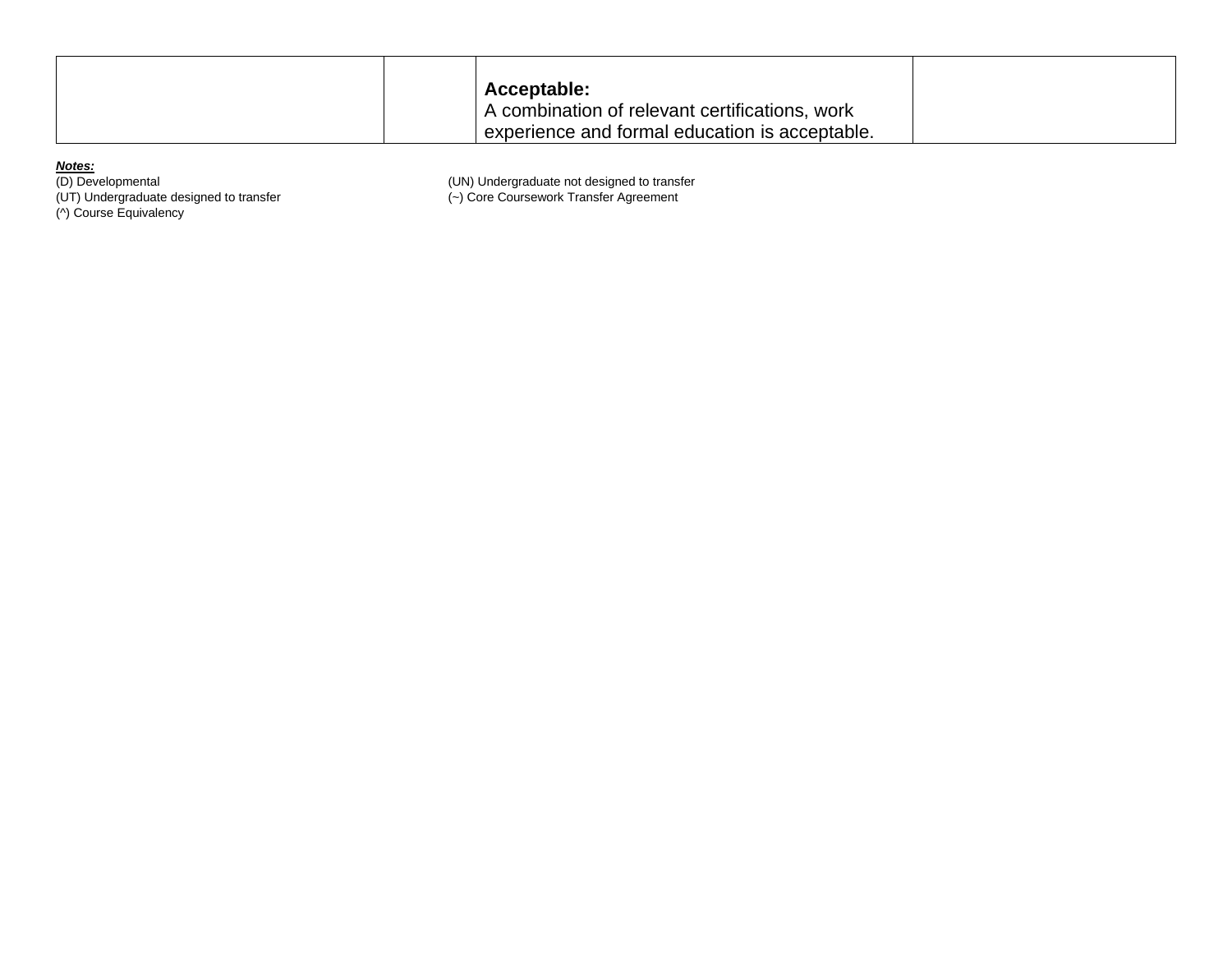| | | | |
|---|---|---|---|
| | | **Acceptable:**<br>A combination of relevant certifications, work experience and formal education is acceptable. | |

***Notes:***

(D) Developmental

(UN) Undergraduate not designed to transfer

(UT) Undergraduate designed to transfer

(~) Core Coursework Transfer Agreement

(^) Course Equivalency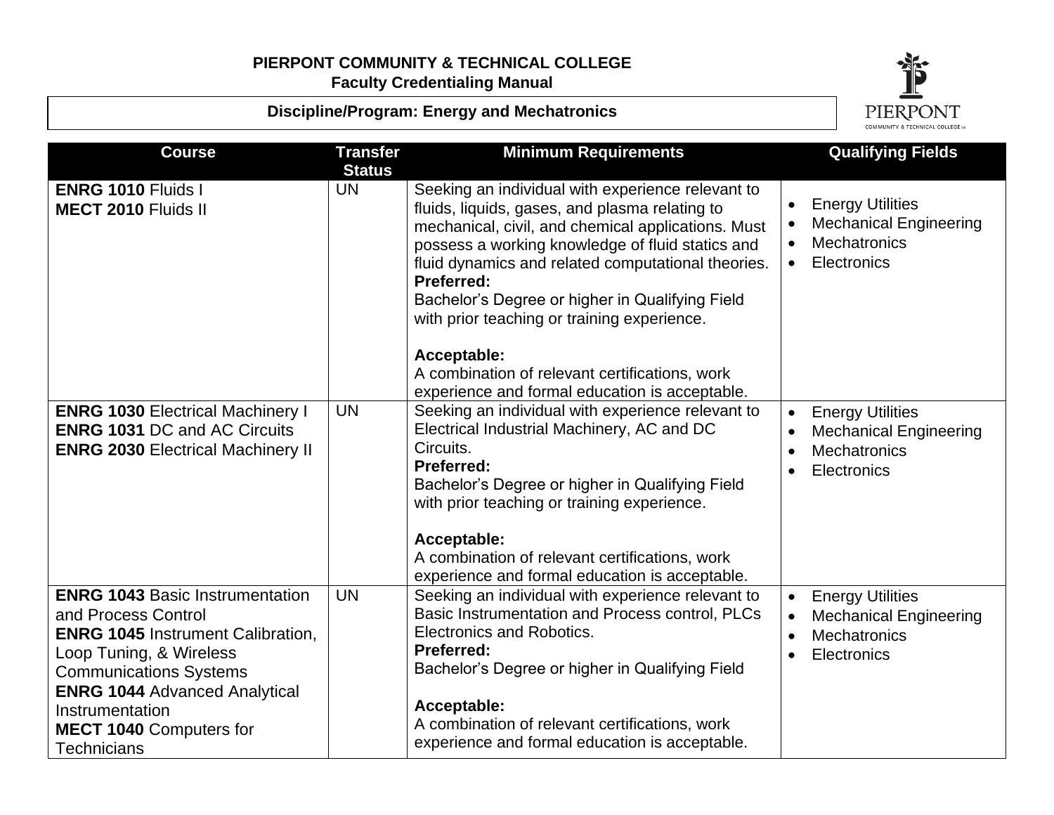**PIERPONT COMMUNITY & TECHNICAL COLLEGE**
**Faculty Credentialing Manual**

**Discipline/Program: Energy and Mechatronics**

| Course | Transfer Status | Minimum Requirements | Qualifying Fields |
|---|---|---|---|
| **ENRG 1010** Fluids I<br>**MECT 2010** Fluids II | UN | Seeking an individual with experience relevant to fluids, liquids, gases, and plasma relating to mechanical, civil, and chemical applications. Must possess a working knowledge of fluid statics and fluid dynamics and related computational theories.<br>**Preferred:**<br>Bachelor's Degree or higher in Qualifying Field with prior teaching or training experience.<br><br>**Acceptable:**<br>A combination of relevant certifications, work experience and formal education is acceptable. | • Energy Utilities<br>• Mechanical Engineering<br>• Mechatronics<br>• Electronics |
| **ENRG 1030** Electrical Machinery I<br>**ENRG 1031** DC and AC Circuits<br>**ENRG 2030** Electrical Machinery II | UN | Seeking an individual with experience relevant to Electrical Industrial Machinery, AC and DC Circuits.<br>**Preferred:**<br>Bachelor's Degree or higher in Qualifying Field with prior teaching or training experience.<br><br>**Acceptable:**<br>A combination of relevant certifications, work experience and formal education is acceptable. | • Energy Utilities<br>• Mechanical Engineering<br>• Mechatronics<br>• Electronics |
| **ENRG 1043** Basic Instrumentation and Process Control<br>**ENRG 1045** Instrument Calibration, Loop Tuning, & Wireless Communications Systems<br>**ENRG 1044** Advanced Analytical Instrumentation<br>**MECT 1040** Computers for Technicians | UN | Seeking an individual with experience relevant to Basic Instrumentation and Process control, PLCs Electronics and Robotics.<br>**Preferred:**<br>Bachelor's Degree or higher in Qualifying Field<br><br>**Acceptable:**<br>A combination of relevant certifications, work experience and formal education is acceptable. | • Energy Utilities<br>• Mechanical Engineering<br>• Mechatronics<br>• Electronics |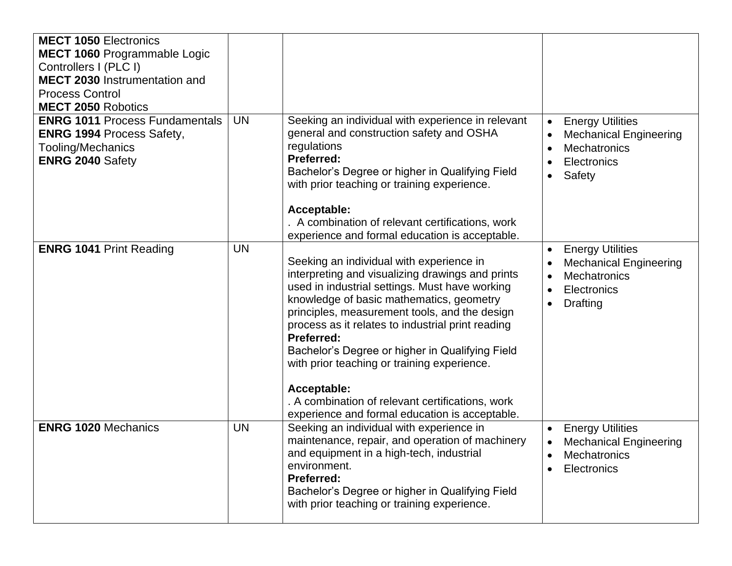| | | | |
|---|---|---|---|
| **MECT 1050** Electronics<br>**MECT 1060** Programmable Logic Controllers I (PLC I)<br>**MECT 2030** Instrumentation and Process Control<br>**MECT 2050** Robotics | | | |
| **ENRG 1011** Process Fundamentals<br>**ENRG 1994** Process Safety, Tooling/Mechanics<br>**ENRG 2040** Safety | UN | Seeking an individual with experience in relevant general and construction safety and OSHA regulations<br>**Preferred:**<br>Bachelor's Degree or higher in Qualifying Field with prior teaching or training experience.<br><br>**Acceptable:**<br>. A combination of relevant certifications, work experience and formal education is acceptable. | • Energy Utilities<br>• Mechanical Engineering<br>• Mechatronics<br>• Electronics<br>• Safety |
| **ENRG 1041** Print Reading | UN | Seeking an individual with experience in interpreting and visualizing drawings and prints used in industrial settings. Must have working knowledge of basic mathematics, geometry principles, measurement tools, and the design process as it relates to industrial print reading<br>**Preferred:**<br>Bachelor's Degree or higher in Qualifying Field with prior teaching or training experience.<br><br>**Acceptable:**<br>. A combination of relevant certifications, work experience and formal education is acceptable. | • Energy Utilities<br>• Mechanical Engineering<br>• Mechatronics<br>• Electronics<br>• Drafting |
| **ENRG 1020** Mechanics | UN | Seeking an individual with experience in maintenance, repair, and operation of machinery and equipment in a high-tech, industrial environment.<br>**Preferred:**<br>Bachelor's Degree or higher in Qualifying Field with prior teaching or training experience. | • Energy Utilities<br>• Mechanical Engineering<br>• Mechatronics<br>• Electronics |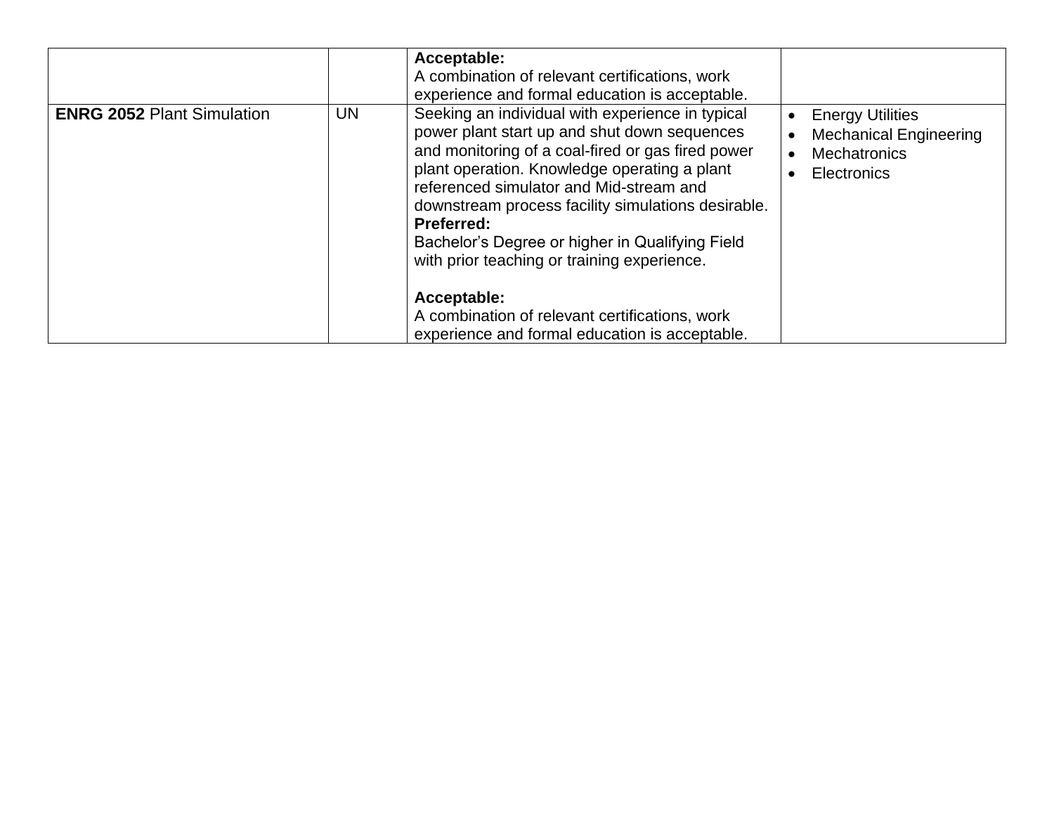| | | | |
|---|---|---|---|
| | | **Acceptable:**<br>A combination of relevant certifications, work experience and formal education is acceptable. | |
| **ENRG 2052** Plant Simulation | UN | Seeking an individual with experience in typical power plant start up and shut down sequences and monitoring of a coal-fired or gas fired power plant operation. Knowledge operating a plant referenced simulator and Mid-stream and downstream process facility simulations desirable.<br>**Preferred:**<br>Bachelor's Degree or higher in Qualifying Field with prior teaching or training experience.<br><br>**Acceptable:**<br>A combination of relevant certifications, work experience and formal education is acceptable. | • Energy Utilities<br>• Mechanical Engineering<br>• Mechatronics<br>• Electronics |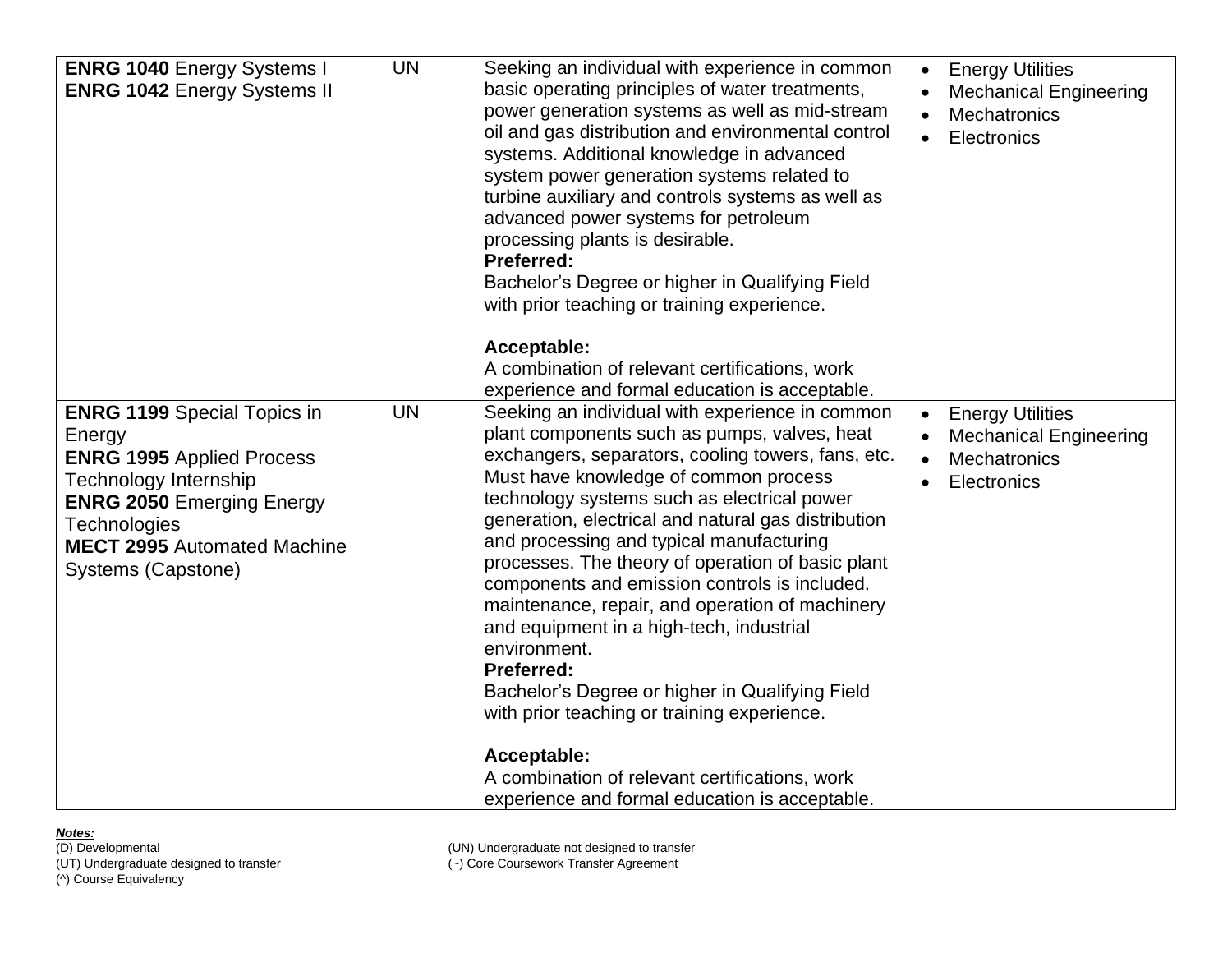| | | | |
|---|---|---|---|
| **ENRG 1040** Energy Systems I<br>**ENRG 1042** Energy Systems II | UN | Seeking an individual with experience in common basic operating principles of water treatments, power generation systems as well as mid-stream oil and gas distribution and environmental control systems. Additional knowledge in advanced system power generation systems related to turbine auxiliary and controls systems as well as advanced power systems for petroleum processing plants is desirable.<br>**Preferred:**<br>Bachelor's Degree or higher in Qualifying Field with prior teaching or training experience.<br><br>**Acceptable:**<br>A combination of relevant certifications, work experience and formal education is acceptable. | • Energy Utilities<br>• Mechanical Engineering<br>• Mechatronics<br>• Electronics |
| **ENRG 1199** Special Topics in Energy<br>**ENRG 1995** Applied Process Technology Internship<br>**ENRG 2050** Emerging Energy Technologies<br>**MECT 2995** Automated Machine Systems (Capstone) | UN | Seeking an individual with experience in common plant components such as pumps, valves, heat exchangers, separators, cooling towers, fans, etc. Must have knowledge of common process technology systems such as electrical power generation, electrical and natural gas distribution and processing and typical manufacturing processes. The theory of operation of basic plant components and emission controls is included. maintenance, repair, and operation of machinery and equipment in a high-tech, industrial environment.<br>**Preferred:**<br>Bachelor's Degree or higher in Qualifying Field with prior teaching or training experience.<br><br>**Acceptable:**<br>A combination of relevant certifications, work experience and formal education is acceptable. | • Energy Utilities<br>• Mechanical Engineering<br>• Mechatronics<br>• Electronics |

***Notes:***

(D) Developmental
(UT) Undergraduate designed to transfer
(^) Course Equivalency
(UN) Undergraduate not designed to transfer
(~) Core Coursework Transfer Agreement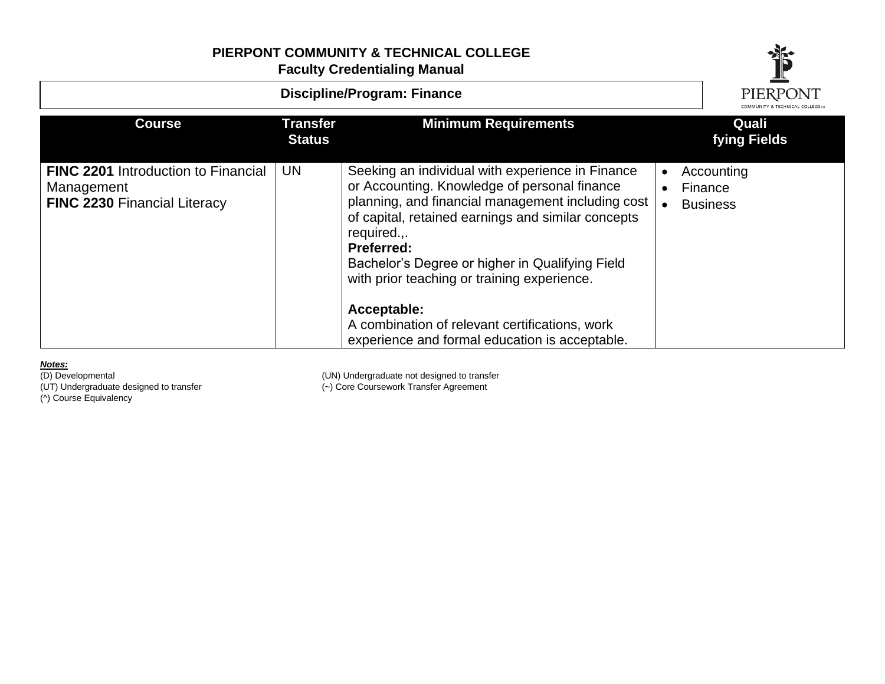**PIERPONT COMMUNITY & TECHNICAL COLLEGE**
**Faculty Credentialing Manual**

**Discipline/Program: Finance**

| Course | Transfer Status | Minimum Requirements | Qualifying Fields |
|---|---|---|---|
| **FINC 2201** Introduction to Financial Management<br>**FINC 2230** Financial Literacy | UN | Seeking an individual with experience in Finance or Accounting. Knowledge of personal finance planning, and financial management including cost of capital, retained earnings and similar concepts required.,.<br>**Preferred:**<br>Bachelor's Degree or higher in Qualifying Field with prior teaching or training experience.<br><br>**Acceptable:**<br>A combination of relevant certifications, work experience and formal education is acceptable. | • Accounting<br>• Finance<br>• Business |

***Notes:***
(D) Developmental
(UT) Undergraduate designed to transfer
(^) Course Equivalency
(UN) Undergraduate not designed to transfer
(~) Core Coursework Transfer Agreement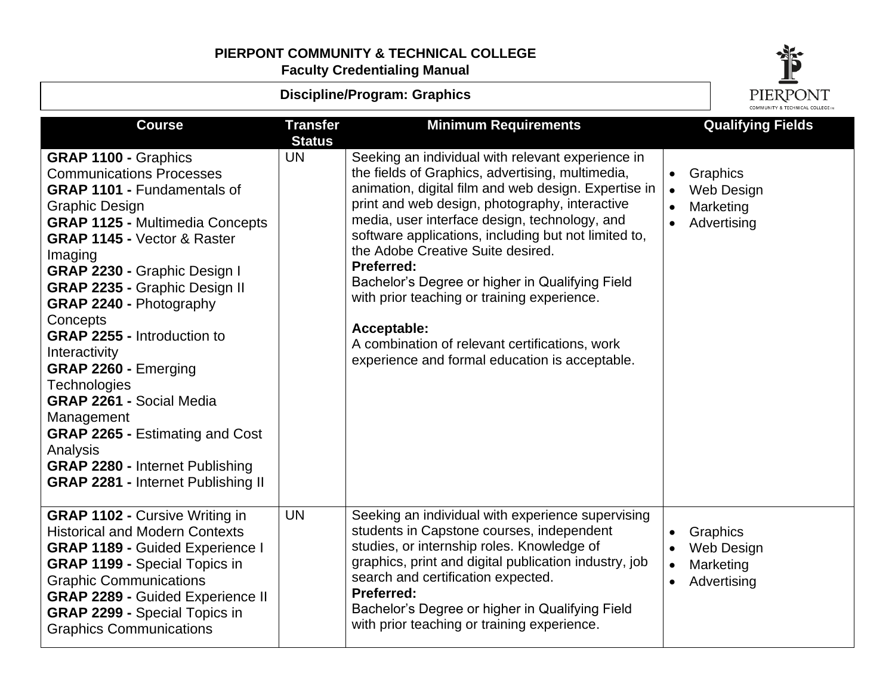**PIERPONT COMMUNITY & TECHNICAL COLLEGE**
**Faculty Credentialing Manual**

**Discipline/Program: Graphics**

| Course | Transfer Status | Minimum Requirements | Qualifying Fields |
|---|---|---|---|
| **GRAP 1100 -** Graphics Communications Processes<br>**GRAP 1101 -** Fundamentals of Graphic Design<br>**GRAP 1125 -** Multimedia Concepts<br>**GRAP 1145 -** Vector & Raster Imaging<br>**GRAP 2230 -** Graphic Design I<br>**GRAP 2235 -** Graphic Design II<br>**GRAP 2240 -** Photography Concepts<br>**GRAP 2255 -** Introduction to Interactivity<br>**GRAP 2260 -** Emerging Technologies<br>**GRAP 2261 -** Social Media Management<br>**GRAP 2265 -** Estimating and Cost Analysis<br>**GRAP 2280 -** Internet Publishing<br>**GRAP 2281 -** Internet Publishing II | UN | Seeking an individual with relevant experience in the fields of Graphics, advertising, multimedia, animation, digital film and web design. Expertise in print and web design, photography, interactive media, user interface design, technology, and software applications, including but not limited to, the Adobe Creative Suite desired.<br>**Preferred:**<br>Bachelor's Degree or higher in Qualifying Field with prior teaching or training experience.<br><br>**Acceptable:**<br>A combination of relevant certifications, work experience and formal education is acceptable. | • Graphics<br>• Web Design<br>• Marketing<br>• Advertising |
| **GRAP 1102 -** Cursive Writing in Historical and Modern Contexts<br>**GRAP 1189 -** Guided Experience I<br>**GRAP 1199 -** Special Topics in Graphic Communications<br>**GRAP 2289 -** Guided Experience II<br>**GRAP 2299 -** Special Topics in Graphics Communications | UN | Seeking an individual with experience supervising students in Capstone courses, independent studies, or internship roles. Knowledge of graphics, print and digital publication industry, job search and certification expected.<br>**Preferred:**<br>Bachelor's Degree or higher in Qualifying Field with prior teaching or training experience. | • Graphics<br>• Web Design<br>• Marketing<br>• Advertising |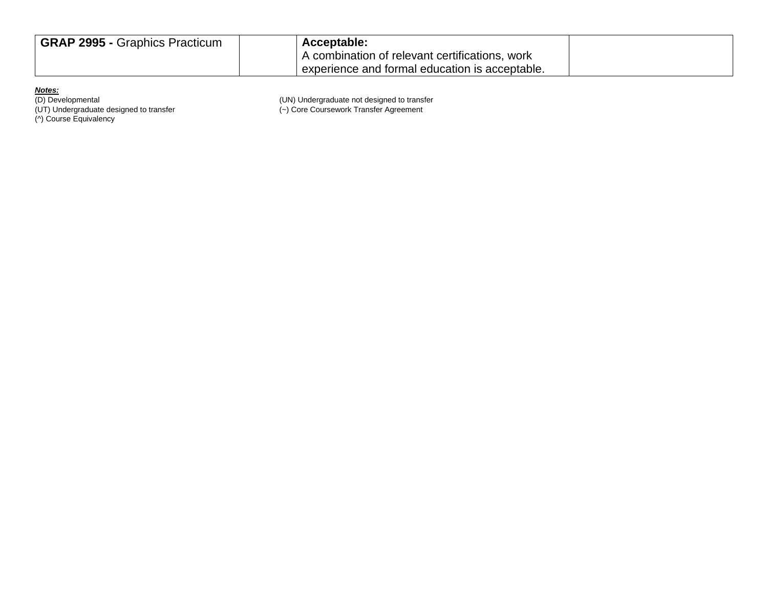| **GRAP 2995 -** Graphics Practicum | | **Acceptable:**<br>A combination of relevant certifications, work experience and formal education is acceptable. | |
|---|---|---|---|

***Notes:***
(D) Developmental
(UN) Undergraduate not designed to transfer
(UT) Undergraduate designed to transfer
(~) Core Coursework Transfer Agreement
(^) Course Equivalency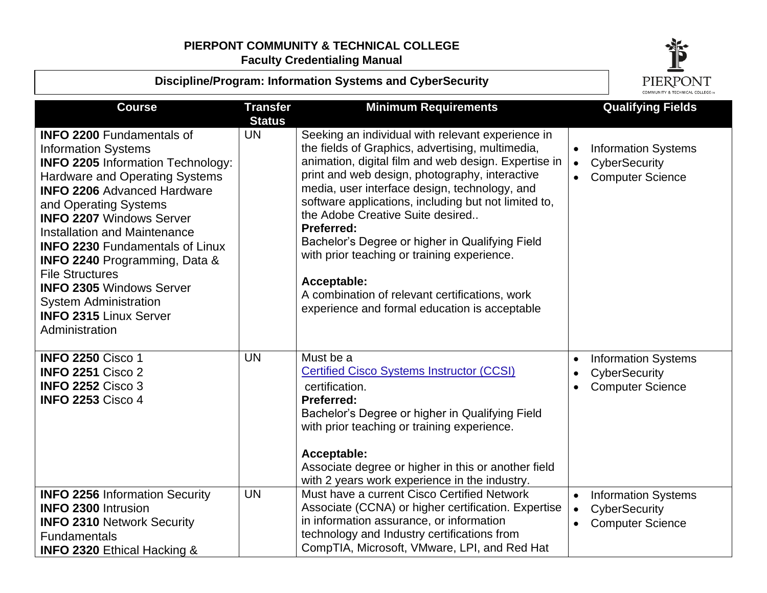**PIERPONT COMMUNITY & TECHNICAL COLLEGE**
**Faculty Credentialing Manual**

**Discipline/Program: Information Systems and CyberSecurity**

| Course | Transfer Status | Minimum Requirements | Qualifying Fields |
|---|---|---|---|
| **INFO 2200** Fundamentals of Information Systems<br>**INFO 2205** Information Technology: Hardware and Operating Systems<br>**INFO 2206** Advanced Hardware and Operating Systems<br>**INFO 2207** Windows Server Installation and Maintenance<br>**INFO 2230** Fundamentals of Linux<br>**INFO 2240** Programming, Data & File Structures<br>**INFO 2305** Windows Server System Administration<br>**INFO 2315** Linux Server Administration | UN | Seeking an individual with relevant experience in the fields of Graphics, advertising, multimedia, animation, digital film and web design. Expertise in print and web design, photography, interactive media, user interface design, technology, and software applications, including but not limited to, the Adobe Creative Suite desired..<br>**Preferred:**<br>Bachelor's Degree or higher in Qualifying Field with prior teaching or training experience.<br>**Acceptable:**<br>A combination of relevant certifications, work experience and formal education is acceptable | • Information Systems<br>• CyberSecurity<br>• Computer Science |
| **INFO 2250** Cisco 1<br>**INFO 2251** Cisco 2<br>**INFO 2252** Cisco 3<br>**INFO 2253** Cisco 4 | UN | Must be a [Certified Cisco Systems Instructor (CCSI)] certification.<br>**Preferred:**<br>Bachelor's Degree or higher in Qualifying Field with prior teaching or training experience.<br>**Acceptable:**<br>Associate degree or higher in this or another field with 2 years work experience in the industry. | • Information Systems<br>• CyberSecurity<br>• Computer Science |
| **INFO 2256** Information Security<br>**INFO 2300** Intrusion<br>**INFO 2310** Network Security Fundamentals<br>**INFO 2320** Ethical Hacking & | UN | Must have a current Cisco Certified Network Associate (CCNA) or higher certification. Expertise in information assurance, or information technology and Industry certifications from CompTIA, Microsoft, VMware, LPI, and Red Hat | • Information Systems<br>• CyberSecurity<br>• Computer Science |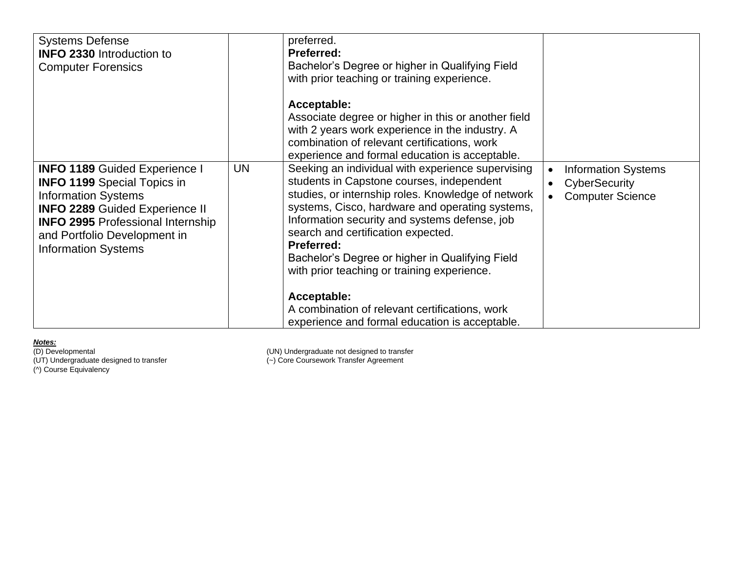| | | | |
|---|---|---|---|
| Systems Defense<br>**INFO 2330** Introduction to Computer Forensics | | preferred.<br>**Preferred:**<br>Bachelor's Degree or higher in Qualifying Field with prior teaching or training experience.<br><br>**Acceptable:**<br>Associate degree or higher in this or another field with 2 years work experience in the industry. A combination of relevant certifications, work experience and formal education is acceptable. | |
| **INFO 1189** Guided Experience I<br>**INFO 1199** Special Topics in Information Systems<br>**INFO 2289** Guided Experience II<br>**INFO 2995** Professional Internship and Portfolio Development in Information Systems | UN | Seeking an individual with experience supervising students in Capstone courses, independent studies, or internship roles. Knowledge of network systems, Cisco, hardware and operating systems, Information security and systems defense, job search and certification expected.<br>**Preferred:**<br>Bachelor's Degree or higher in Qualifying Field with prior teaching or training experience.<br><br>**Acceptable:**<br>A combination of relevant certifications, work experience and formal education is acceptable. | • Information Systems<br>• CyberSecurity<br>• Computer Science |

***Notes:***

(D) Developmental
(UT) Undergraduate designed to transfer
(^) Course Equivalency
(UN) Undergraduate not designed to transfer
(~) Core Coursework Transfer Agreement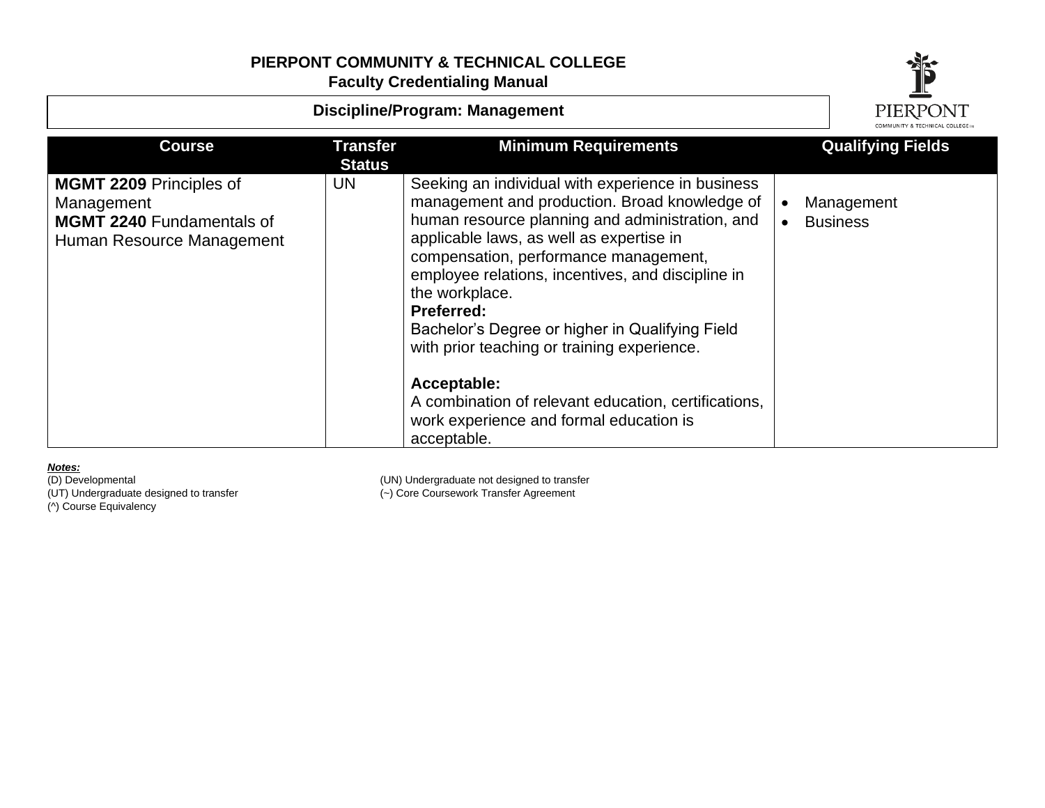**PIERPONT COMMUNITY & TECHNICAL COLLEGE**
**Faculty Credentialing Manual**

**Discipline/Program: Management**

| Course | Transfer Status | Minimum Requirements | Qualifying Fields |
|---|---|---|---|
| **MGMT 2209** Principles of Management<br>**MGMT 2240** Fundamentals of Human Resource Management | UN | Seeking an individual with experience in business management and production. Broad knowledge of human resource planning and administration, and applicable laws, as well as expertise in compensation, performance management, employee relations, incentives, and discipline in the workplace.<br>**Preferred:**<br>Bachelor's Degree or higher in Qualifying Field with prior teaching or training experience.<br><br>**Acceptable:**<br>A combination of relevant education, certifications, work experience and formal education is acceptable. | • Management<br>• Business |

***Notes:***

(D) Developmental
(UT) Undergraduate designed to transfer
(^) Course Equivalency
(UN) Undergraduate not designed to transfer
(~) Core Coursework Transfer Agreement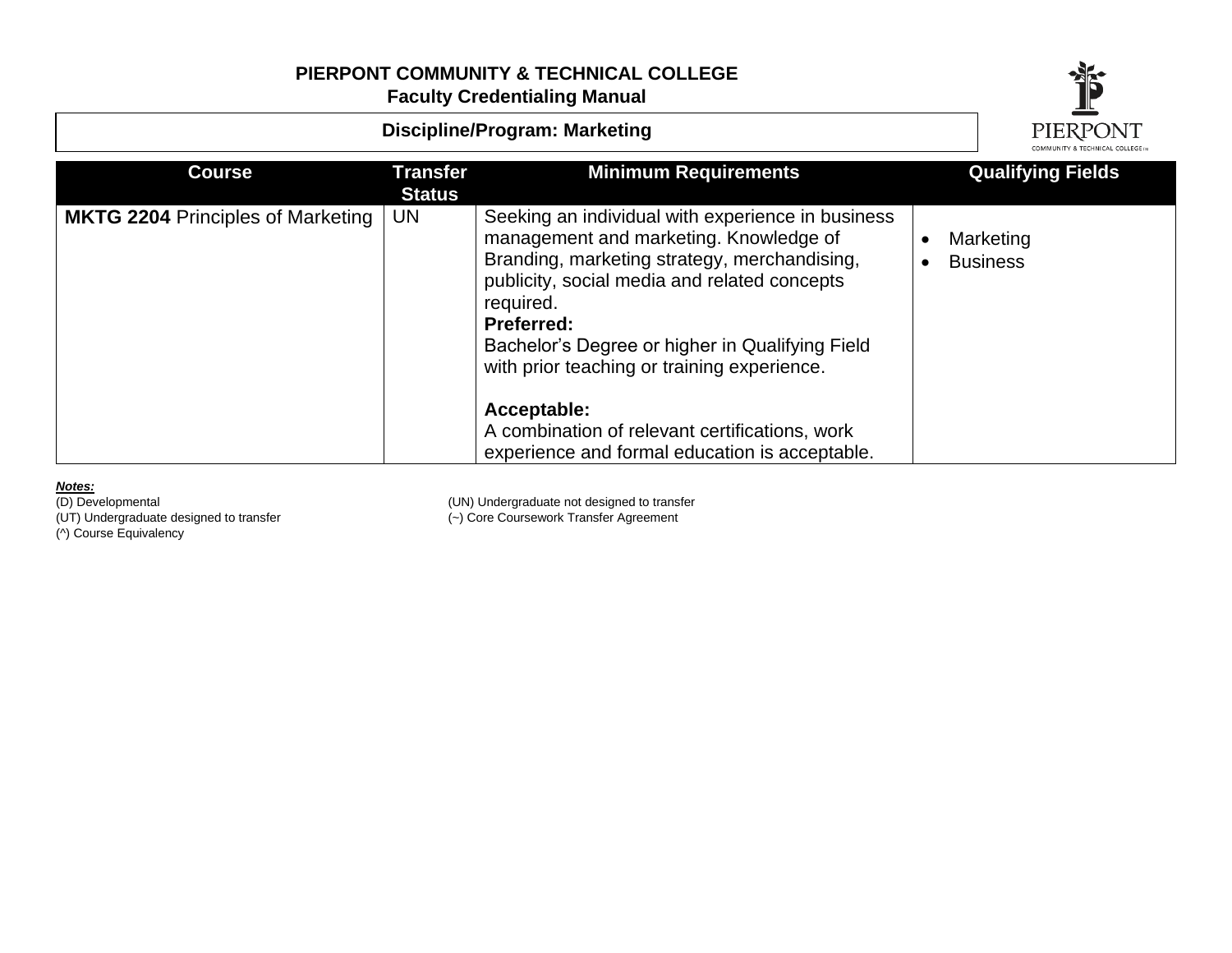**PIERPONT COMMUNITY & TECHNICAL COLLEGE**
**Faculty Credentialing Manual**

**Discipline/Program: Marketing**

| Course | Transfer Status | Minimum Requirements | Qualifying Fields |
|---|---|---|---|
| **MKTG 2204** Principles of Marketing | UN | Seeking an individual with experience in business management and marketing. Knowledge of Branding, marketing strategy, merchandising, publicity, social media and related concepts required.<br>**Preferred:**<br>Bachelor's Degree or higher in Qualifying Field with prior teaching or training experience.<br><br>**Acceptable:**<br>A combination of relevant certifications, work experience and formal education is acceptable. | • Marketing<br>• Business |

***Notes:***

(D) Developmental
(UT) Undergraduate designed to transfer
(^) Course Equivalency
(UN) Undergraduate not designed to transfer
(~) Core Coursework Transfer Agreement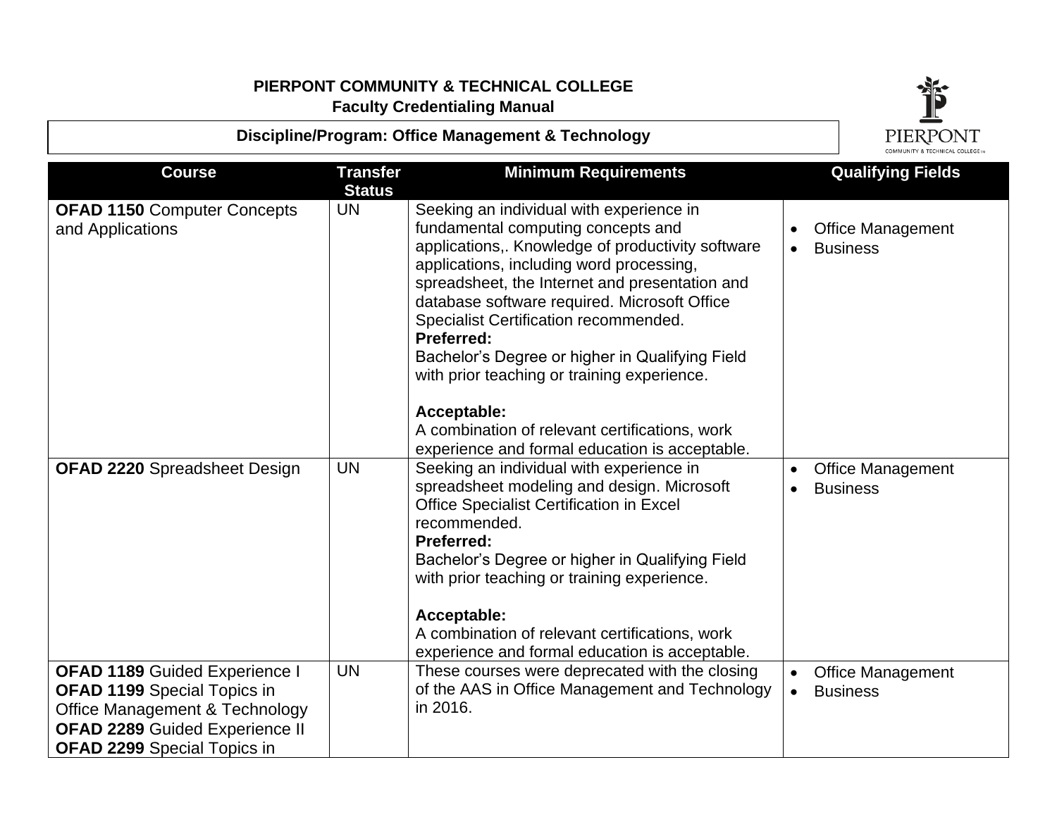**PIERPONT COMMUNITY & TECHNICAL COLLEGE**
**Faculty Credentialing Manual**

**Discipline/Program: Office Management & Technology**

| Course | Transfer Status | Minimum Requirements | Qualifying Fields |
|---|---|---|---|
| **OFAD 1150** Computer Concepts and Applications | UN | Seeking an individual with experience in fundamental computing concepts and applications,. Knowledge of productivity software applications, including word processing, spreadsheet, the Internet and presentation and database software required. Microsoft Office Specialist Certification recommended.<br>**Preferred:**<br>Bachelor's Degree or higher in Qualifying Field with prior teaching or training experience.<br><br>**Acceptable:**<br>A combination of relevant certifications, work experience and formal education is acceptable. | • Office Management<br>• Business |
| **OFAD 2220** Spreadsheet Design | UN | Seeking an individual with experience in spreadsheet modeling and design. Microsoft Office Specialist Certification in Excel recommended.<br>**Preferred:**<br>Bachelor's Degree or higher in Qualifying Field with prior teaching or training experience.<br><br>**Acceptable:**<br>A combination of relevant certifications, work experience and formal education is acceptable. | • Office Management<br>• Business |
| **OFAD 1189** Guided Experience I<br>**OFAD 1199** Special Topics in Office Management & Technology<br>**OFAD 2289** Guided Experience II<br>**OFAD 2299** Special Topics in | UN | These courses were deprecated with the closing of the AAS in Office Management and Technology in 2016. | • Office Management<br>• Business |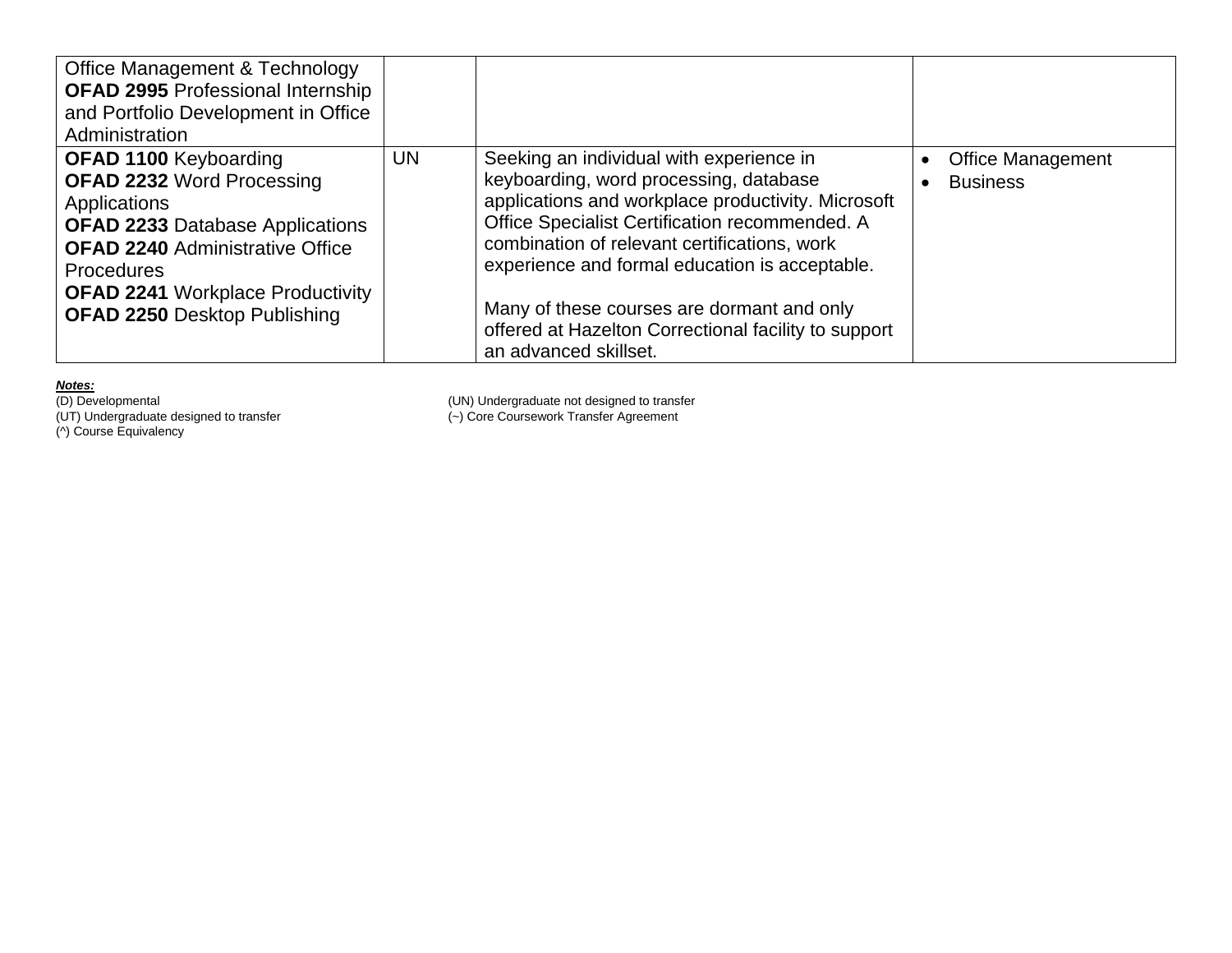| | | | |
|---|---|---|---|
| Office Management & Technology<br>**OFAD 2995** Professional Internship and Portfolio Development in Office Administration | | | |
| **OFAD 1100** Keyboarding<br>**OFAD 2232** Word Processing Applications<br>**OFAD 2233** Database Applications<br>**OFAD 2240** Administrative Office Procedures<br>**OFAD 2241** Workplace Productivity<br>**OFAD 2250** Desktop Publishing | UN | Seeking an individual with experience in keyboarding, word processing, database applications and workplace productivity. Microsoft Office Specialist Certification recommended. A combination of relevant certifications, work experience and formal education is acceptable.<br><br>Many of these courses are dormant and only offered at Hazelton Correctional facility to support an advanced skillset. | • Office Management<br>• Business |

***Notes:***

(D) Developmental
(UT) Undergraduate designed to transfer
(^) Course Equivalency
(UN) Undergraduate not designed to transfer
(~) Core Coursework Transfer Agreement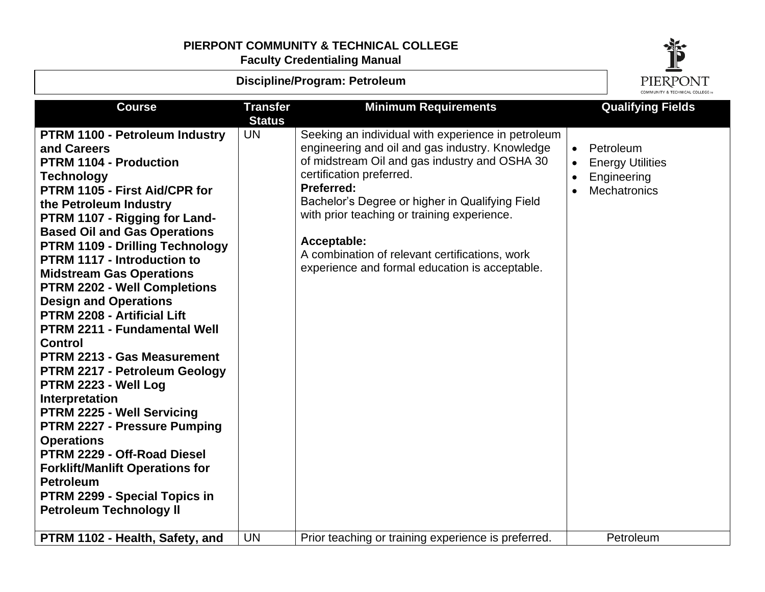**PIERPONT COMMUNITY & TECHNICAL COLLEGE**
**Faculty Credentialing Manual**

**Discipline/Program: Petroleum**

| Course | Transfer Status | Minimum Requirements | Qualifying Fields |
|---|---|---|---|
| **PTRM 1100 - Petroleum Industry and Careers**<br>**PTRM 1104 - Production Technology**<br>**PTRM 1105 - First Aid/CPR for the Petroleum Industry**<br>**PTRM 1107 - Rigging for Land-Based Oil and Gas Operations**<br>**PTRM 1109 - Drilling Technology**<br>**PTRM 1117 - Introduction to Midstream Gas Operations**<br>**PTRM 2202 - Well Completions Design and Operations**<br>**PTRM 2208 - Artificial Lift**<br>**PTRM 2211 - Fundamental Well Control**<br>**PTRM 2213 - Gas Measurement**<br>**PTRM 2217 - Petroleum Geology**<br>**PTRM 2223 - Well Log Interpretation**<br>**PTRM 2225 - Well Servicing**<br>**PTRM 2227 - Pressure Pumping Operations**<br>**PTRM 2229 - Off-Road Diesel Forklift/Manlift Operations for Petroleum**<br>**PTRM 2299 - Special Topics in Petroleum Technology ll** | UN | Seeking an individual with experience in petroleum engineering and oil and gas industry. Knowledge of midstream Oil and gas industry and OSHA 30 certification preferred.<br>**Preferred:**<br>Bachelor's Degree or higher in Qualifying Field with prior teaching or training experience.<br><br>**Acceptable:**<br>A combination of relevant certifications, work experience and formal education is acceptable. | • Petroleum<br>• Energy Utilities<br>• Engineering<br>• Mechatronics |
| **PTRM 1102 - Health, Safety, and** | UN | Prior teaching or training experience is preferred. | Petroleum |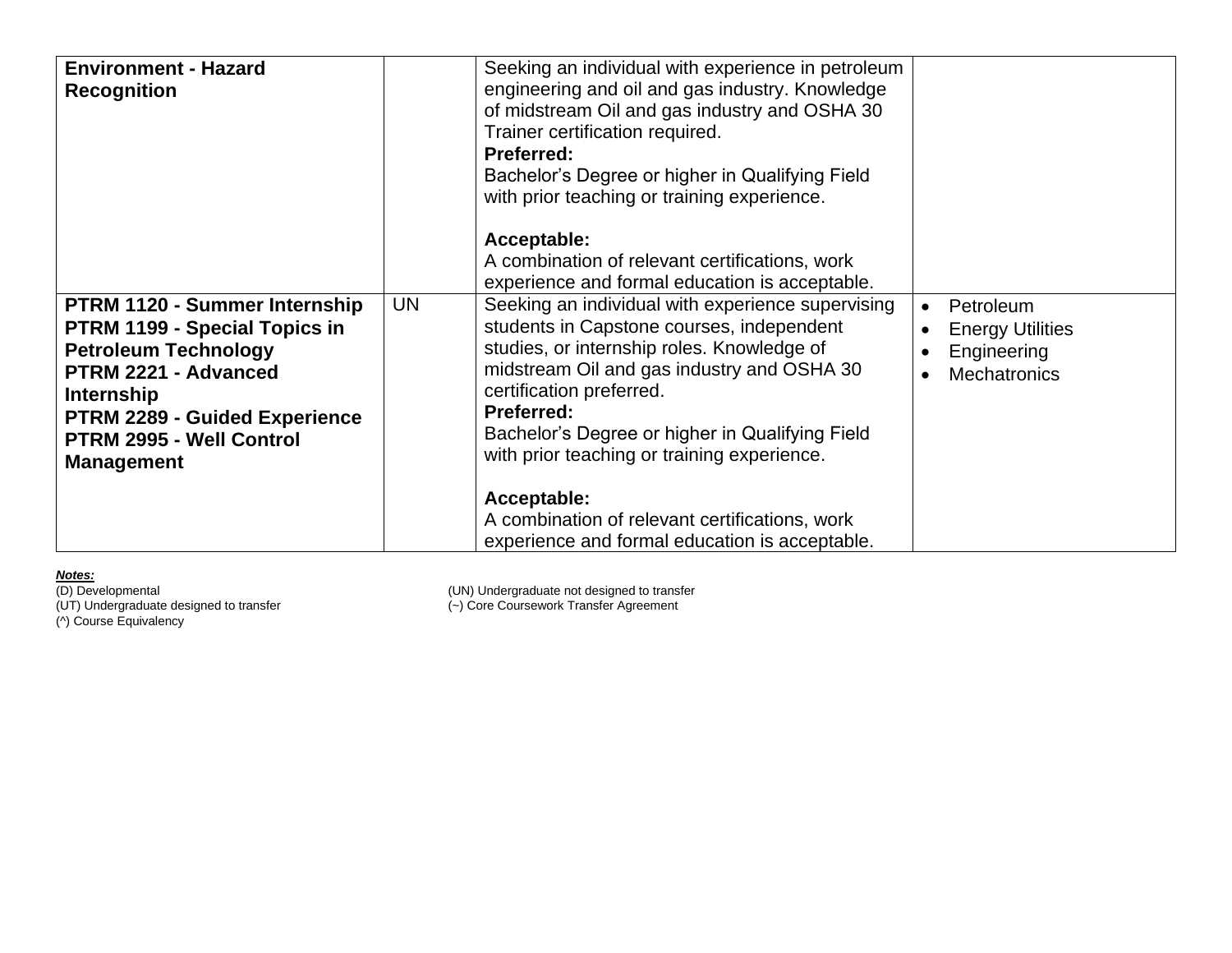| | | | |
|---|---|---|---|
| **Environment - Hazard Recognition** | | Seeking an individual with experience in petroleum engineering and oil and gas industry. Knowledge of midstream Oil and gas industry and OSHA 30 Trainer certification required.<br>**Preferred:**<br>Bachelor's Degree or higher in Qualifying Field with prior teaching or training experience.<br><br>**Acceptable:**<br>A combination of relevant certifications, work experience and formal education is acceptable. | |
| **PTRM 1120 - Summer Internship**<br>**PTRM 1199 - Special Topics in Petroleum Technology**<br>**PTRM 2221 - Advanced Internship**<br>**PTRM 2289 - Guided Experience**<br>**PTRM 2995 - Well Control Management** | UN | Seeking an individual with experience supervising students in Capstone courses, independent studies, or internship roles. Knowledge of midstream Oil and gas industry and OSHA 30 certification preferred.<br>**Preferred:**<br>Bachelor's Degree or higher in Qualifying Field with prior teaching or training experience.<br><br>**Acceptable:**<br>A combination of relevant certifications, work experience and formal education is acceptable. | • Petroleum<br>• Energy Utilities<br>• Engineering<br>• Mechatronics |

***Notes:***

(D) Developmental
(UT) Undergraduate designed to transfer
(^) Course Equivalency
(UN) Undergraduate not designed to transfer
(~) Core Coursework Transfer Agreement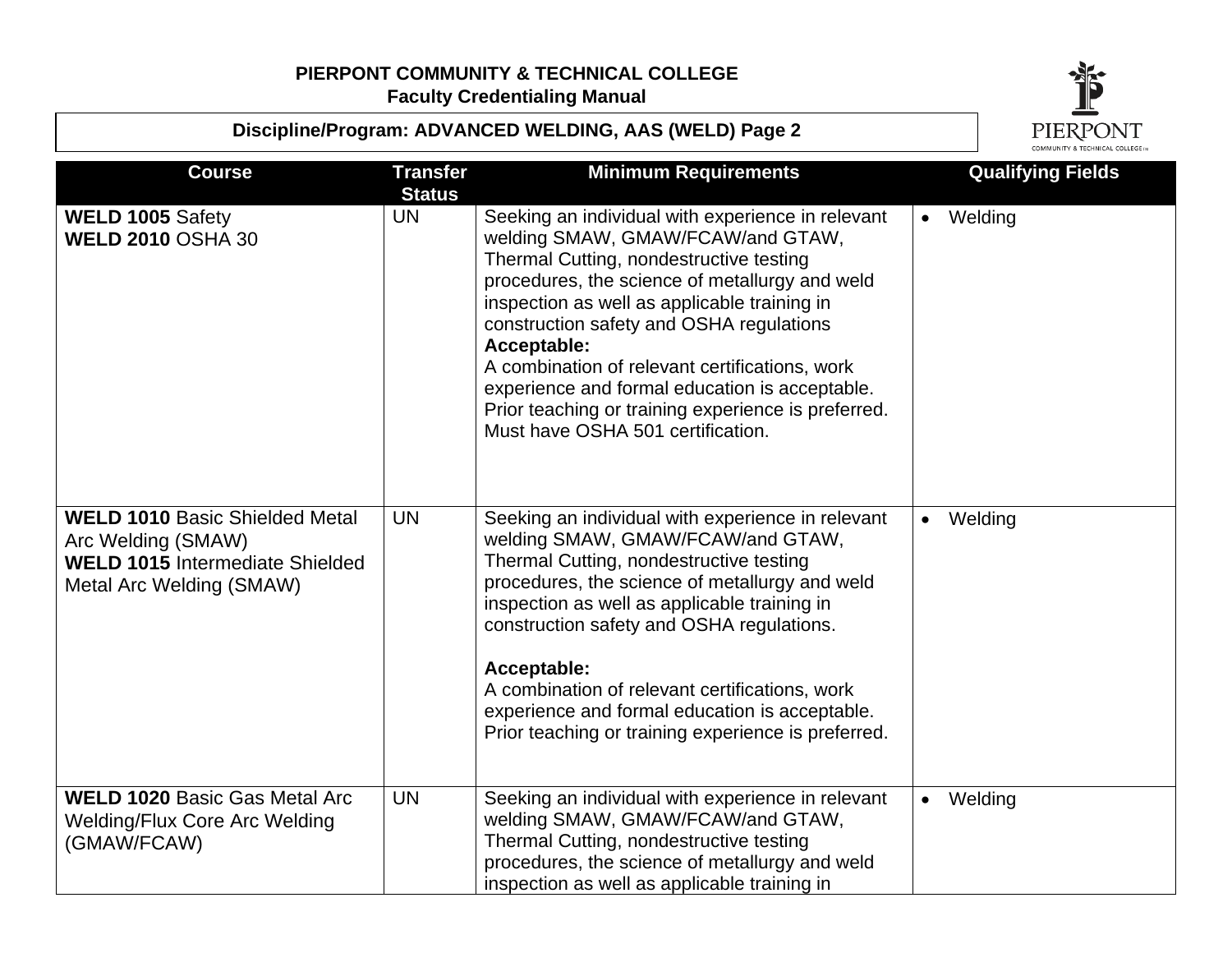**PIERPONT COMMUNITY & TECHNICAL COLLEGE**
**Faculty Credentialing Manual**

**Discipline/Program: ADVANCED WELDING, AAS (WELD) Page 2**

| Course | Transfer Status | Minimum Requirements | Qualifying Fields |
|---|---|---|---|
| **WELD 1005** Safety<br>**WELD 2010** OSHA 30 | UN | Seeking an individual with experience in relevant welding SMAW, GMAW/FCAW/and GTAW, Thermal Cutting, nondestructive testing procedures, the science of metallurgy and weld inspection as well as applicable training in construction safety and OSHA regulations<br>**Acceptable:**<br>A combination of relevant certifications, work experience and formal education is acceptable. Prior teaching or training experience is preferred. Must have OSHA 501 certification. | • Welding |
| **WELD 1010** Basic Shielded Metal Arc Welding (SMAW)<br>**WELD 1015** Intermediate Shielded Metal Arc Welding (SMAW) | UN | Seeking an individual with experience in relevant welding SMAW, GMAW/FCAW/and GTAW, Thermal Cutting, nondestructive testing procedures, the science of metallurgy and weld inspection as well as applicable training in construction safety and OSHA regulations.<br><br>**Acceptable:**<br>A combination of relevant certifications, work experience and formal education is acceptable. Prior teaching or training experience is preferred. | • Welding |
| **WELD 1020** Basic Gas Metal Arc Welding/Flux Core Arc Welding (GMAW/FCAW) | UN | Seeking an individual with experience in relevant welding SMAW, GMAW/FCAW/and GTAW, Thermal Cutting, nondestructive testing procedures, the science of metallurgy and weld inspection as well as applicable training in | • Welding |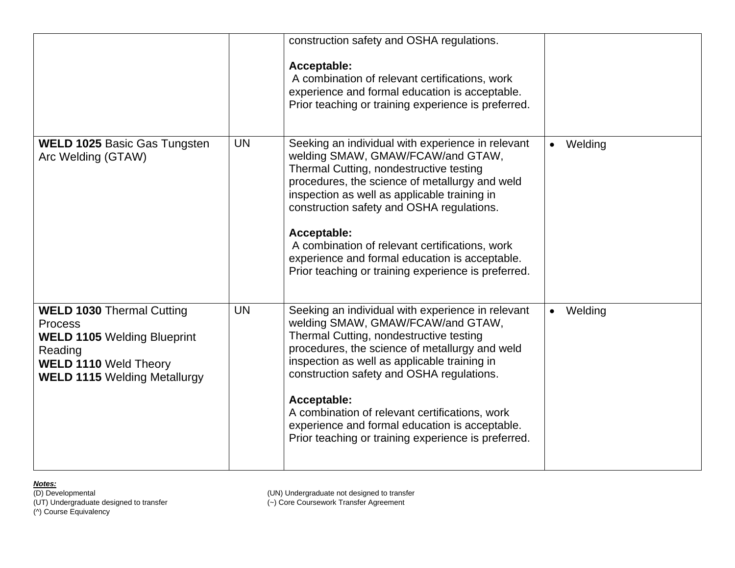| | | | |
|---|---|---|---|
| | | construction safety and OSHA regulations.<br><br>**Acceptable:**<br>A combination of relevant certifications, work experience and formal education is acceptable. Prior teaching or training experience is preferred. | |
| **WELD 1025** Basic Gas Tungsten Arc Welding (GTAW) | UN | Seeking an individual with experience in relevant welding SMAW, GMAW/FCAW/and GTAW, Thermal Cutting, nondestructive testing procedures, the science of metallurgy and weld inspection as well as applicable training in construction safety and OSHA regulations.<br><br>**Acceptable:**<br>A combination of relevant certifications, work experience and formal education is acceptable. Prior teaching or training experience is preferred. | • Welding |
| **WELD 1030** Thermal Cutting Process<br>**WELD 1105** Welding Blueprint Reading<br>**WELD 1110** Weld Theory<br>**WELD 1115** Welding Metallurgy | UN | Seeking an individual with experience in relevant welding SMAW, GMAW/FCAW/and GTAW, Thermal Cutting, nondestructive testing procedures, the science of metallurgy and weld inspection as well as applicable training in construction safety and OSHA regulations.<br><br>**Acceptable:**<br>A combination of relevant certifications, work experience and formal education is acceptable. Prior teaching or training experience is preferred. | • Welding |

***Notes:***
(D) Developmental
(UT) Undergraduate designed to transfer
(^) Course Equivalency
(UN) Undergraduate not designed to transfer
(~) Core Coursework Transfer Agreement